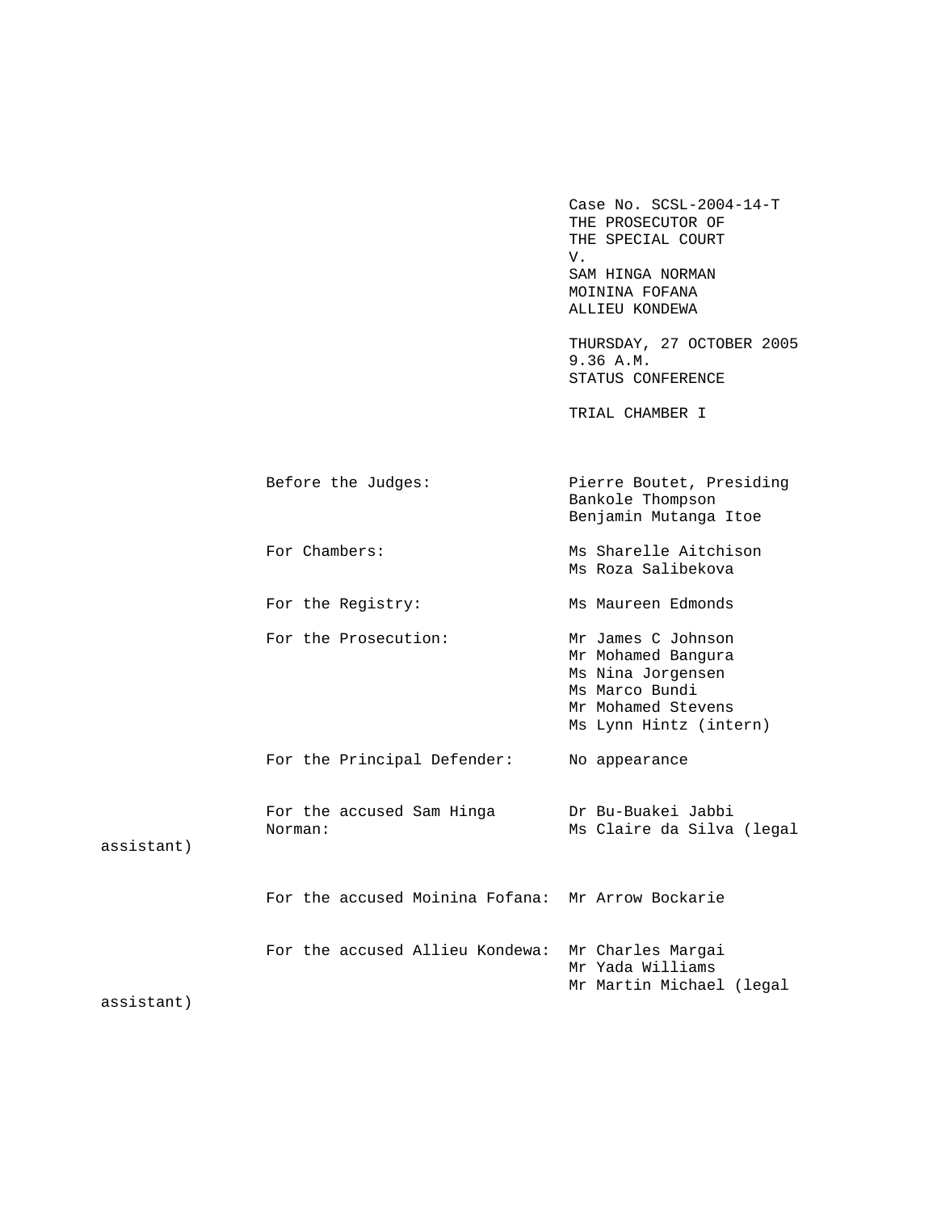Case No. SCSL-2004-14-T
THE PROSECUTOR OF
THE SPECIAL COURT
V.
SAM HINGA NORMAN
MOININA FOFANA
ALLIEU KONDEWA

THURSDAY, 27 OCTOBER 2005
9.36 A.M.
STATUS CONFERENCE

TRIAL CHAMBER I

| | |
|---|---|
| Before the Judges: | Pierre Boutet, Presiding<br>Bankole Thompson<br>Benjamin Mutanga Itoe |
| For Chambers: | Ms Sharelle Aitchison<br>Ms Roza Salibekova |
| For the Registry: | Ms Maureen Edmonds |
| For the Prosecution: | Mr James C Johnson<br>Mr Mohamed Bangura<br>Ms Nina Jorgensen<br>Ms Marco Bundi<br>Mr Mohamed Stevens<br>Ms Lynn Hintz (intern) |
| For the Principal Defender: | No appearance |
| For the accused Sam Hinga Norman: | Dr Bu-Buakei Jabbi<br>Ms Claire da Silva (legal assistant) |
| For the accused Moinina Fofana: | Mr Arrow Bockarie |
| For the accused Allieu Kondewa: | Mr Charles Margai<br>Mr Yada Williams<br>Mr Martin Michael (legal assistant) |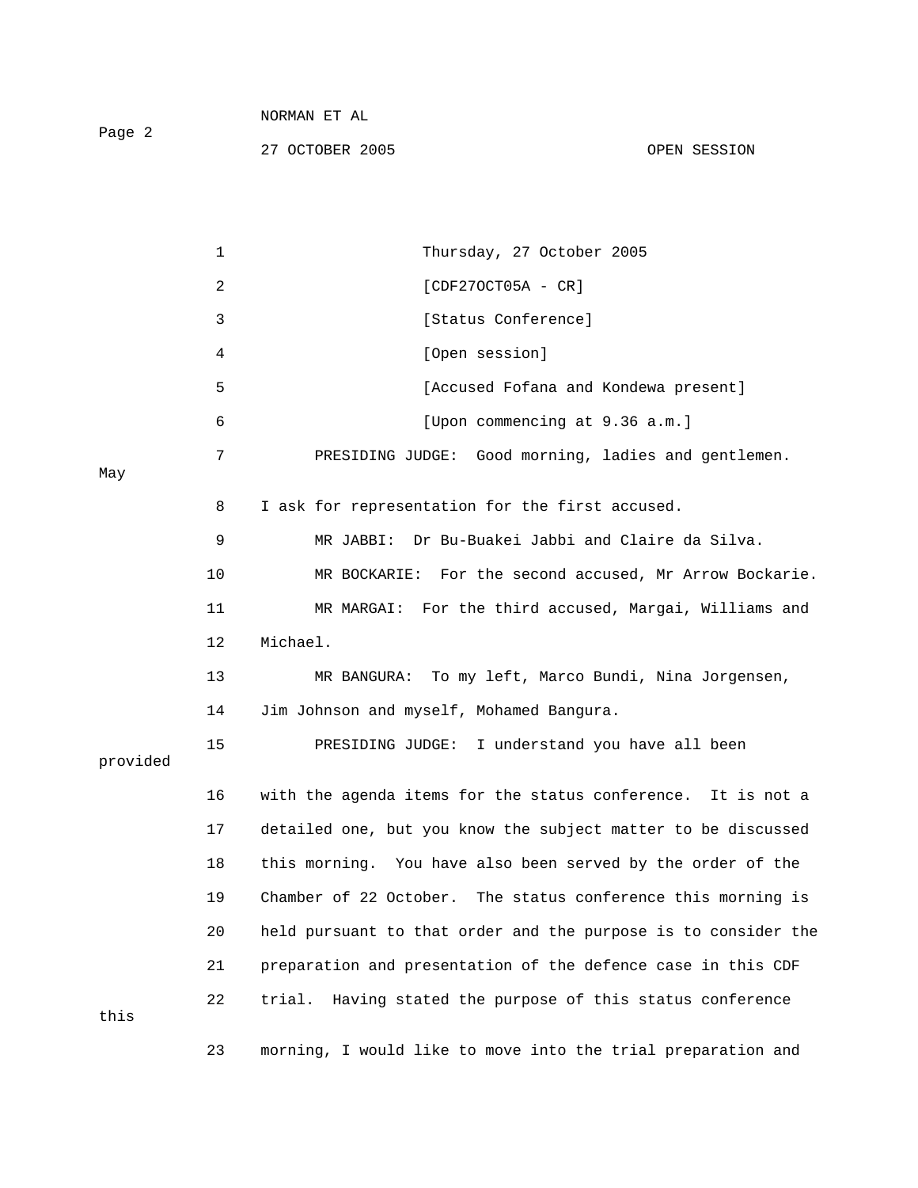Thursday, 27 October 2005

[CDF27OCT05A - CR]

[Status Conference]

[Open session]

[Accused Fofana and Kondewa present]

[Upon commencing at 9.36 a.m.]

PRESIDING JUDGE: Good morning, ladies and gentlemen. May I ask for representation for the first accused.

MR JABBI: Dr Bu-Buakei Jabbi and Claire da Silva.

MR BOCKARIE: For the second accused, Mr Arrow Bockarie.

MR MARGAI: For the third accused, Margai, Williams and Michael.

MR BANGURA: To my left, Marco Bundi, Nina Jorgensen, Jim Johnson and myself, Mohamed Bangura.

PRESIDING JUDGE: I understand you have all been provided with the agenda items for the status conference. It is not a detailed one, but you know the subject matter to be discussed this morning. You have also been served by the order of the Chamber of 22 October. The status conference this morning is held pursuant to that order and the purpose is to consider the preparation and presentation of the defence case in this CDF trial. Having stated the purpose of this status conference this morning, I would like to move into the trial preparation and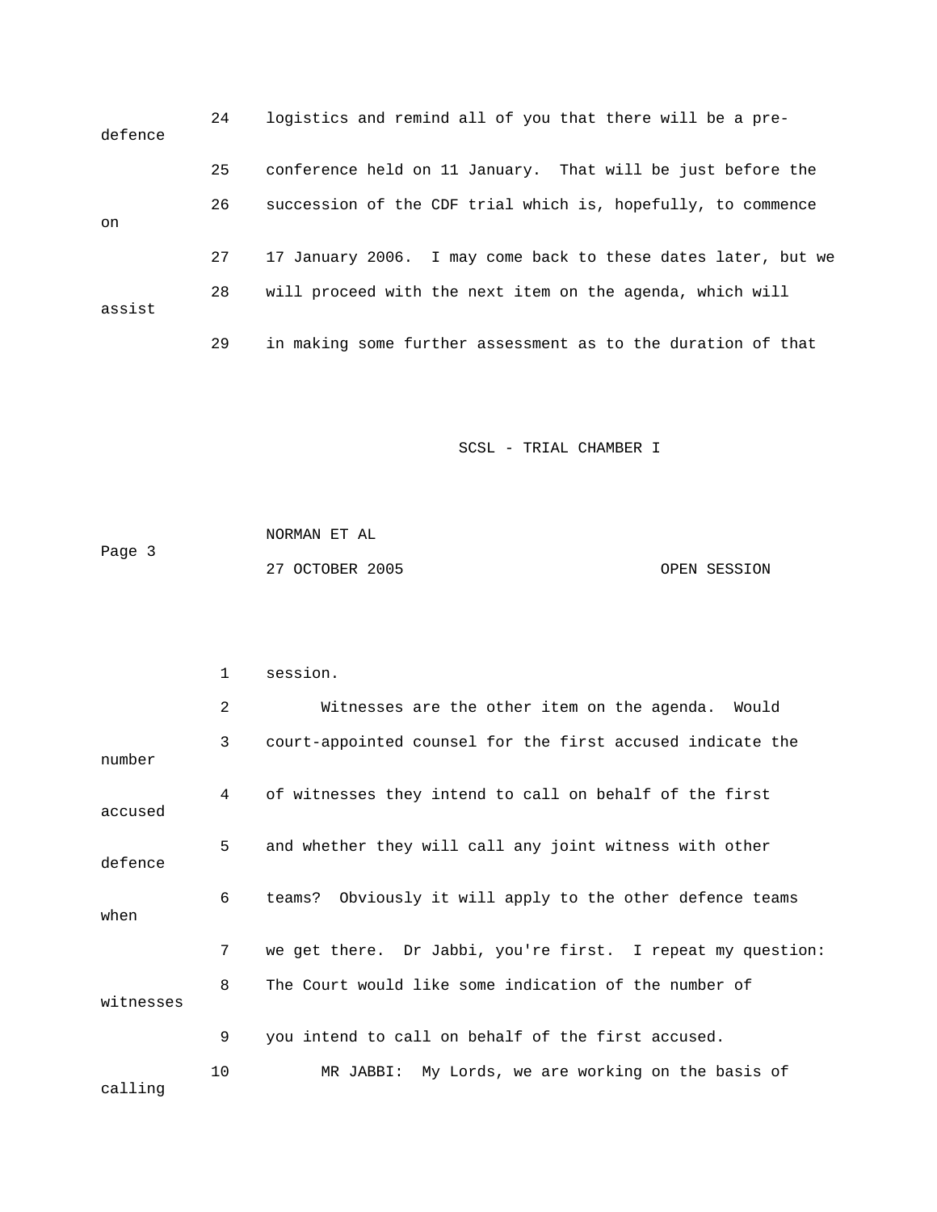24 logistics and remind all of you that there will be a pre-defence

25 conference held on 11 January. That will be just before the

26 succession of the CDF trial which is, hopefully, to commence on

27 17 January 2006. I may come back to these dates later, but we

28 will proceed with the next item on the agenda, which will assist

29 in making some further assessment as to the duration of that

1 session.

2 Witnesses are the other item on the agenda. Would

3 court-appointed counsel for the first accused indicate the number

4 of witnesses they intend to call on behalf of the first accused

5 and whether they will call any joint witness with other defence

6 teams? Obviously it will apply to the other defence teams when

7 we get there. Dr Jabbi, you're first. I repeat my question:

8 The Court would like some indication of the number of witnesses

9 you intend to call on behalf of the first accused.

10 MR JABBI: My Lords, we are working on the basis of calling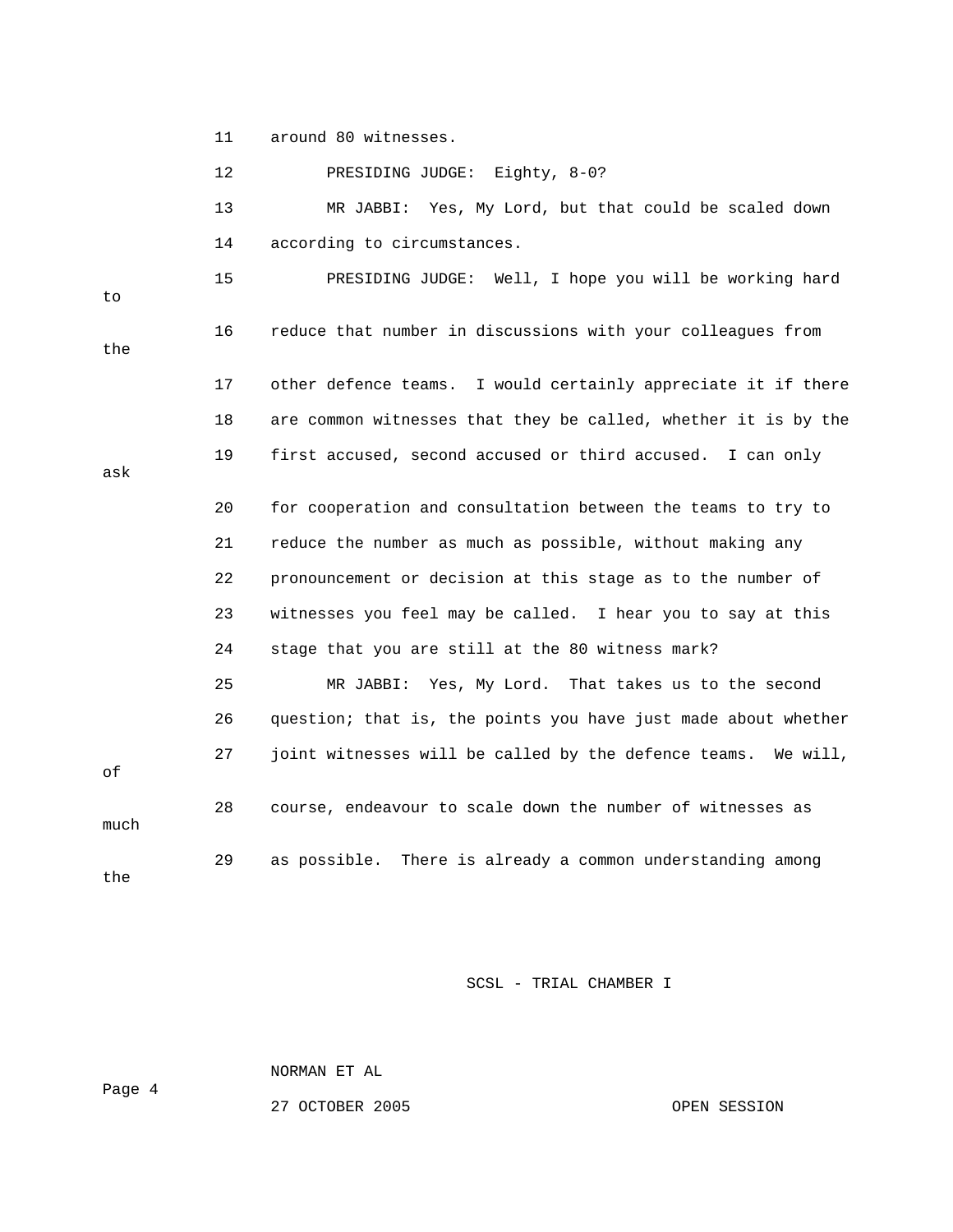11 around 80 witnesses.

12 PRESIDING JUDGE: Eighty, 8-0?

13 MR JABBI: Yes, My Lord, but that could be scaled down

14 according to circumstances.

15 PRESIDING JUDGE: Well, I hope you will be working hard to

16 reduce that number in discussions with your colleagues from the

17 other defence teams. I would certainly appreciate it if there

18 are common witnesses that they be called, whether it is by the

19 first accused, second accused or third accused. I can only ask

20 for cooperation and consultation between the teams to try to

21 reduce the number as much as possible, without making any

22 pronouncement or decision at this stage as to the number of

23 witnesses you feel may be called. I hear you to say at this

24 stage that you are still at the 80 witness mark?

25 MR JABBI: Yes, My Lord. That takes us to the second

26 question; that is, the points you have just made about whether

27 joint witnesses will be called by the defence teams. We will, of

28 course, endeavour to scale down the number of witnesses as much

29 as possible. There is already a common understanding among the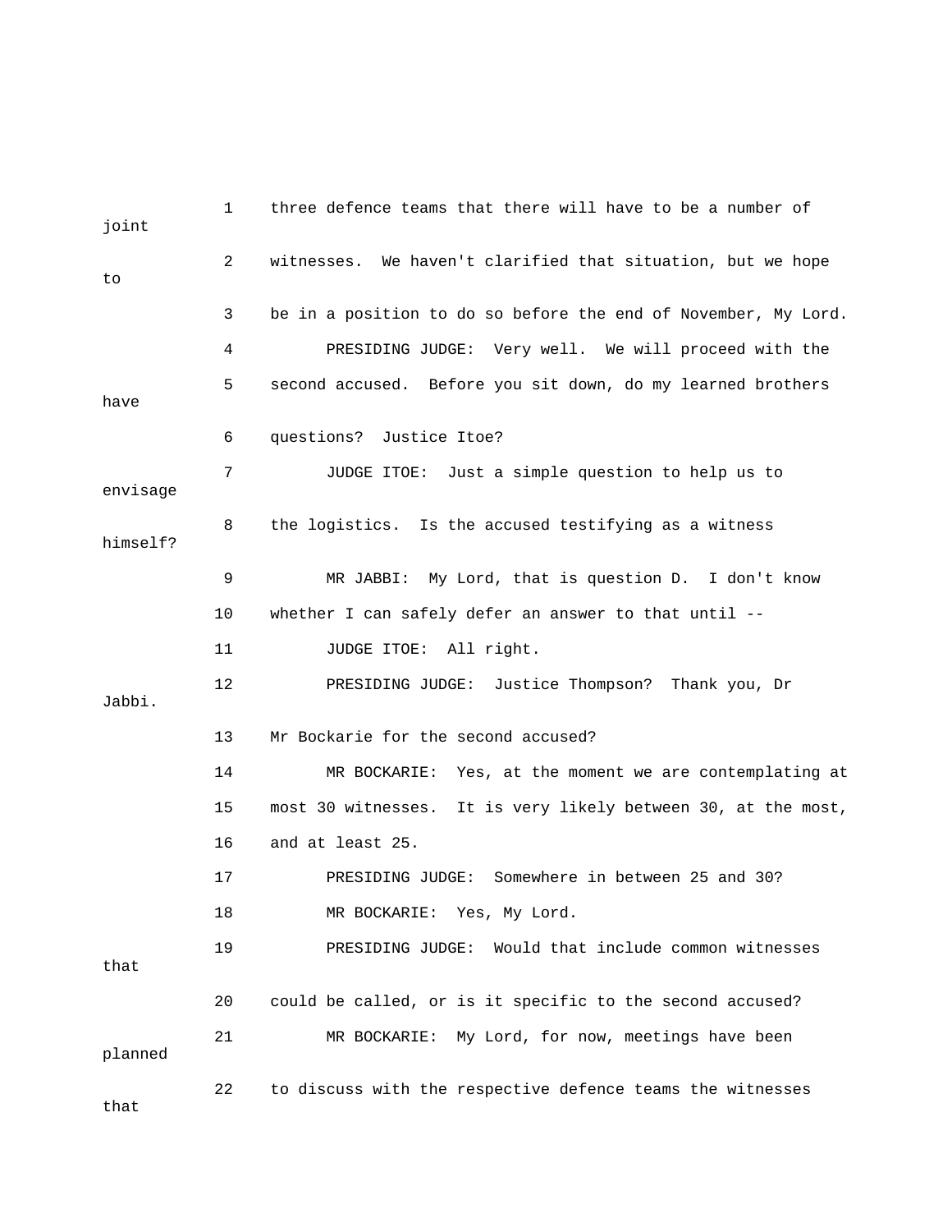1 three defence teams that there will have to be a number of joint

2 witnesses. We haven't clarified that situation, but we hope to

3 be in a position to do so before the end of November, My Lord.

4 PRESIDING JUDGE: Very well. We will proceed with the

5 second accused. Before you sit down, do my learned brothers have

6 questions? Justice Itoe?

7 JUDGE ITOE: Just a simple question to help us to envisage

8 the logistics. Is the accused testifying as a witness himself?

9 MR JABBI: My Lord, that is question D. I don't know

10 whether I can safely defer an answer to that until --

11 JUDGE ITOE: All right.

12 PRESIDING JUDGE: Justice Thompson? Thank you, Dr Jabbi.

13 Mr Bockarie for the second accused?

14 MR BOCKARIE: Yes, at the moment we are contemplating at

15 most 30 witnesses. It is very likely between 30, at the most,

16 and at least 25.

17 PRESIDING JUDGE: Somewhere in between 25 and 30?

18 MR BOCKARIE: Yes, My Lord.

19 PRESIDING JUDGE: Would that include common witnesses that

20 could be called, or is it specific to the second accused?

21 MR BOCKARIE: My Lord, for now, meetings have been planned

22 to discuss with the respective defence teams the witnesses that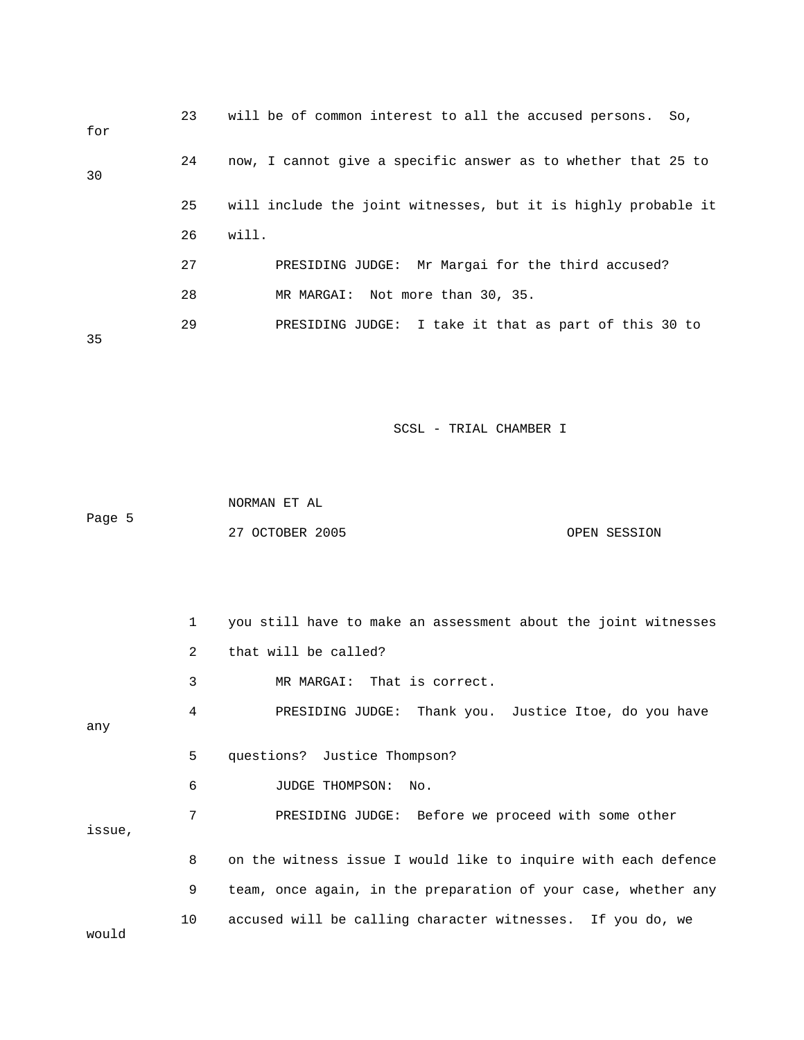23 will be of common interest to all the accused persons. So, for

24 now, I cannot give a specific answer as to whether that 25 to 30

25 will include the joint witnesses, but it is highly probable it

26 will.

27 PRESIDING JUDGE: Mr Margai for the third accused?

28 MR MARGAI: Not more than 30, 35.

29 PRESIDING JUDGE: I take it that as part of this 30 to 35

1 you still have to make an assessment about the joint witnesses

2 that will be called?

3 MR MARGAI: That is correct.

4 PRESIDING JUDGE: Thank you. Justice Itoe, do you have any

5 questions? Justice Thompson?

6 JUDGE THOMPSON: No.

7 PRESIDING JUDGE: Before we proceed with some other issue,

8 on the witness issue I would like to inquire with each defence

9 team, once again, in the preparation of your case, whether any

10 accused will be calling character witnesses. If you do, we would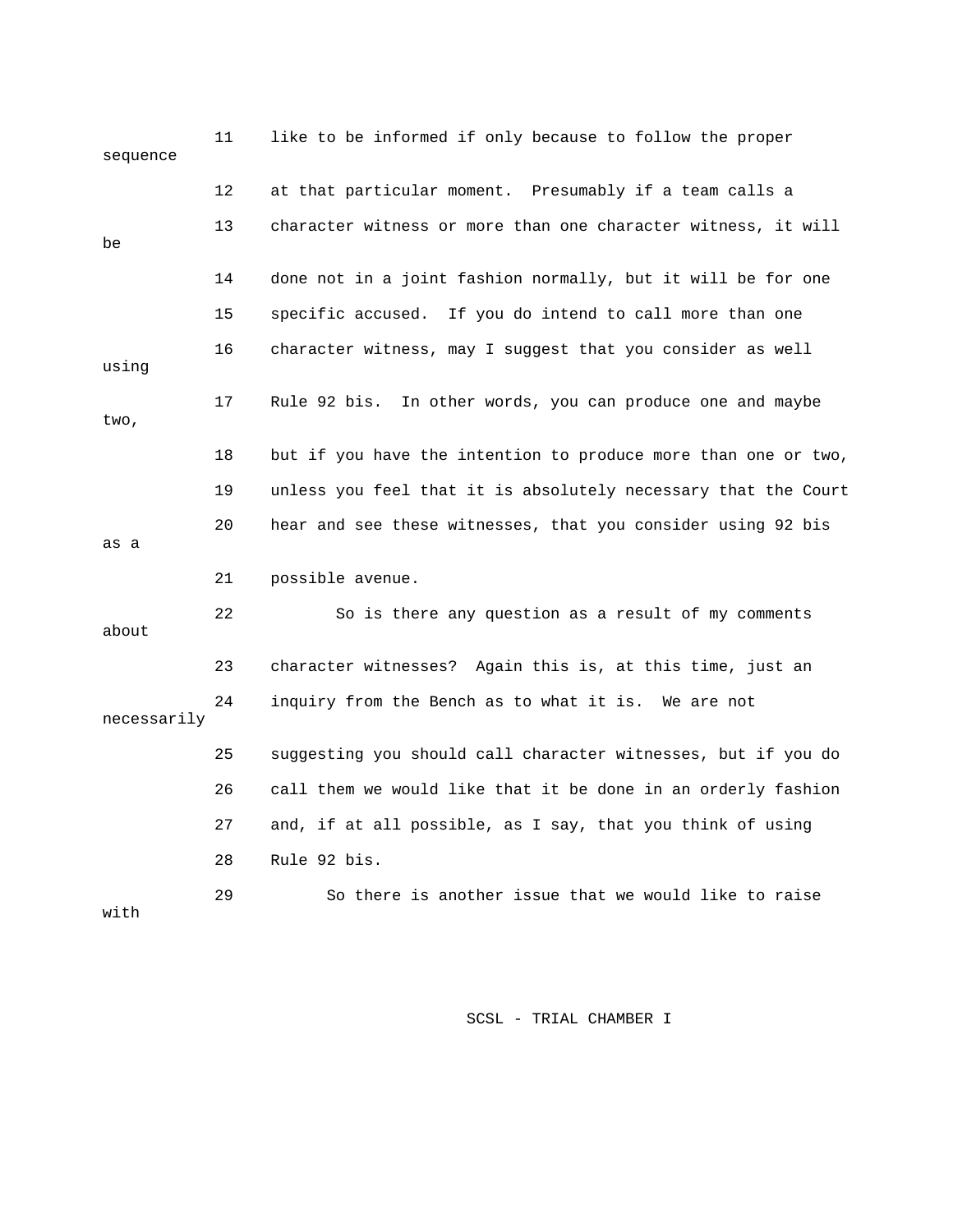11 like to be informed if only because to follow the proper sequence

12 at that particular moment. Presumably if a team calls a

13 character witness or more than one character witness, it will be

14 done not in a joint fashion normally, but it will be for one

15 specific accused. If you do intend to call more than one

16 character witness, may I suggest that you consider as well using

17 Rule 92 bis. In other words, you can produce one and maybe two,

18 but if you have the intention to produce more than one or two,

19 unless you feel that it is absolutely necessary that the Court

20 hear and see these witnesses, that you consider using 92 bis as a

21 possible avenue.

22 So is there any question as a result of my comments about

23 character witnesses? Again this is, at this time, just an

24 inquiry from the Bench as to what it is. We are not necessarily

25 suggesting you should call character witnesses, but if you do

26 call them we would like that it be done in an orderly fashion

27 and, if at all possible, as I say, that you think of using

28 Rule 92 bis.

29 So there is another issue that we would like to raise with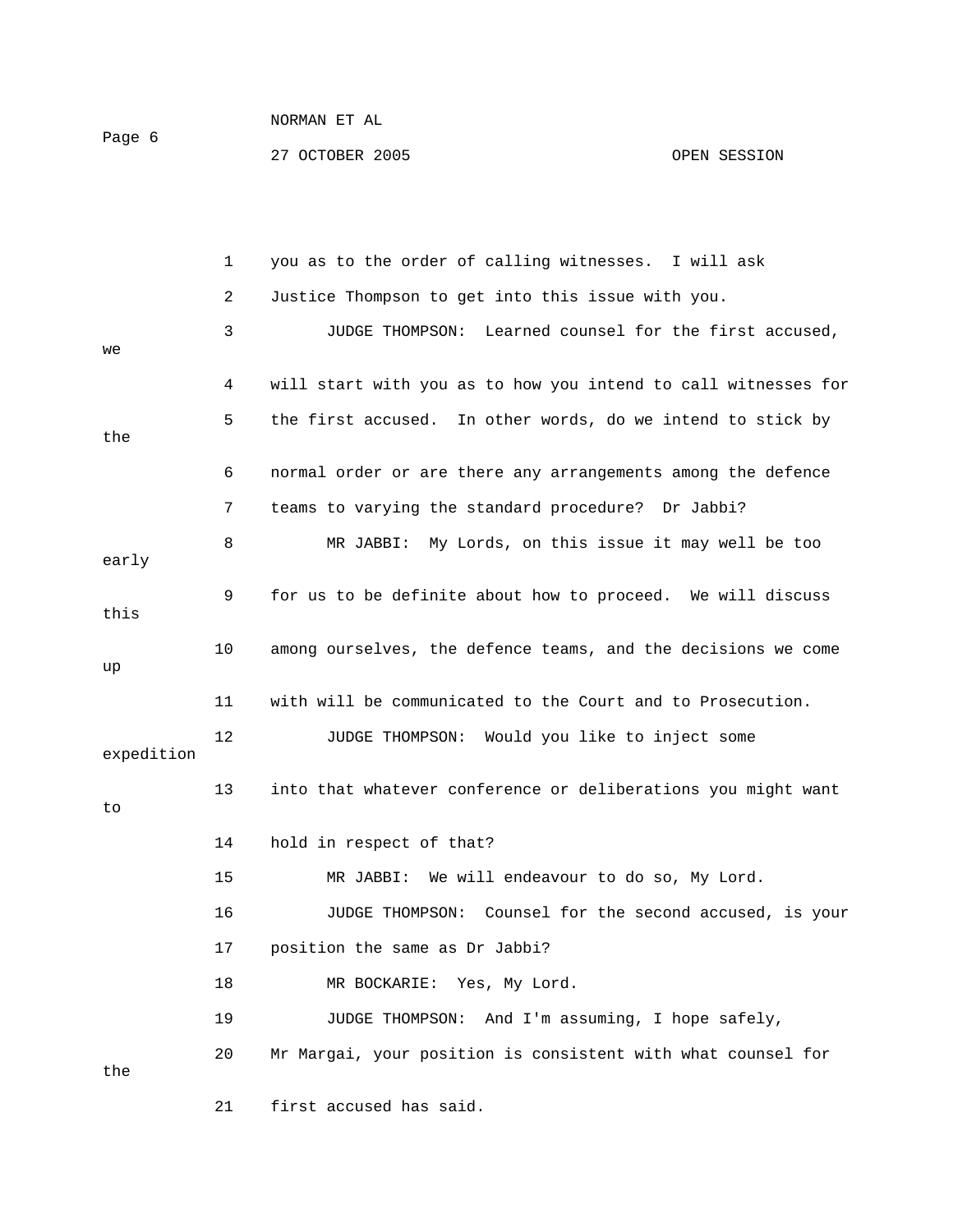you as to the order of calling witnesses. I will ask Justice Thompson to get into this issue with you.

JUDGE THOMPSON: Learned counsel for the first accused, we will start with you as to how you intend to call witnesses for the first accused. In other words, do we intend to stick by the normal order or are there any arrangements among the defence teams to varying the standard procedure? Dr Jabbi?

MR JABBI: My Lords, on this issue it may well be too early for us to be definite about how to proceed. We will discuss this among ourselves, the defence teams, and the decisions we come up with will be communicated to the Court and to Prosecution.

JUDGE THOMPSON: Would you like to inject some expedition into that whatever conference or deliberations you might want to hold in respect of that?

MR JABBI: We will endeavour to do so, My Lord.

JUDGE THOMPSON: Counsel for the second accused, is your position the same as Dr Jabbi?

MR BOCKARIE: Yes, My Lord.

JUDGE THOMPSON: And I'm assuming, I hope safely, Mr Margai, your position is consistent with what counsel for the first accused has said.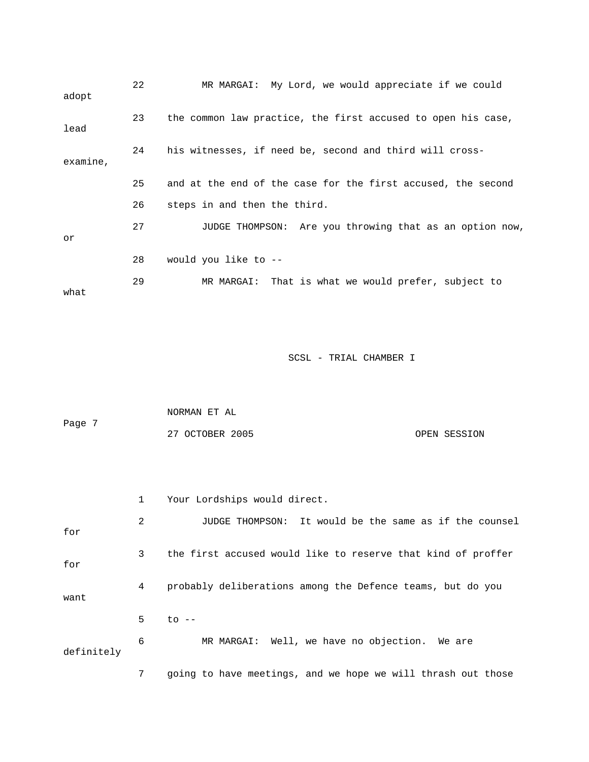22 MR MARGAI: My Lord, we would appreciate if we could adopt

23 the common law practice, the first accused to open his case, lead

24 his witnesses, if need be, second and third will cross-examine,

25 and at the end of the case for the first accused, the second

26 steps in and then the third.

27 JUDGE THOMPSON: Are you throwing that as an option now, or

28 would you like to --

29 MR MARGAI: That is what we would prefer, subject to what

1 Your Lordships would direct.

2 JUDGE THOMPSON: It would be the same as if the counsel for

3 the first accused would like to reserve that kind of proffer for

4 probably deliberations among the Defence teams, but do you want

5 to --

6 MR MARGAI: Well, we have no objection. We are definitely

7 going to have meetings, and we hope we will thrash out those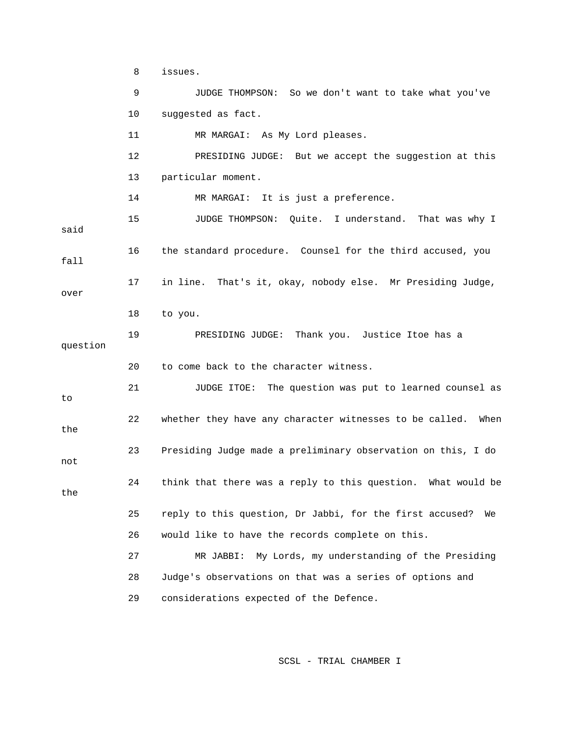8 issues.

9 JUDGE THOMPSON: So we don't want to take what you've

10 suggested as fact.

11 MR MARGAI: As My Lord pleases.

12 PRESIDING JUDGE: But we accept the suggestion at this

13 particular moment.

14 MR MARGAI: It is just a preference.

15 JUDGE THOMPSON: Quite. I understand. That was why I said

16 the standard procedure. Counsel for the third accused, you fall

17 in line. That's it, okay, nobody else. Mr Presiding Judge, over

18 to you.

19 PRESIDING JUDGE: Thank you. Justice Itoe has a question

20 to come back to the character witness.

21 JUDGE ITOE: The question was put to learned counsel as to

22 whether they have any character witnesses to be called. When the

23 Presiding Judge made a preliminary observation on this, I do not

24 think that there was a reply to this question. What would be the

25 reply to this question, Dr Jabbi, for the first accused? We

26 would like to have the records complete on this.

27 MR JABBI: My Lords, my understanding of the Presiding

28 Judge's observations on that was a series of options and

29 considerations expected of the Defence.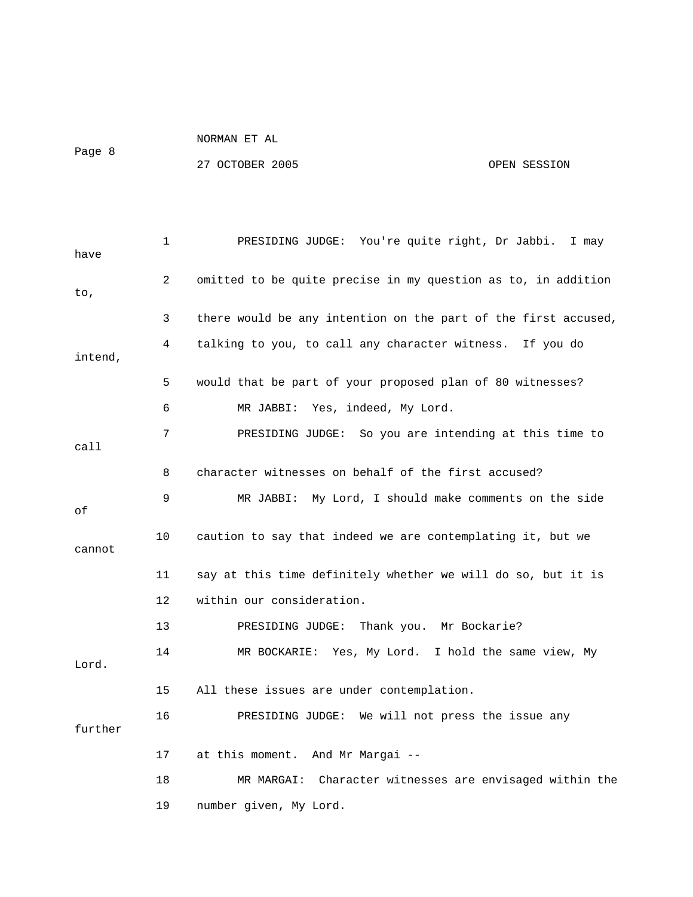PRESIDING JUDGE: You're quite right, Dr Jabbi. I may have omitted to be quite precise in my question as to, in addition to, there would be any intention on the part of the first accused, talking to you, to call any character witness. If you do intend, would that be part of your proposed plan of 80 witnesses?

MR JABBI: Yes, indeed, My Lord.

PRESIDING JUDGE: So you are intending at this time to call character witnesses on behalf of the first accused?

MR JABBI: My Lord, I should make comments on the side of caution to say that indeed we are contemplating it, but we cannot say at this time definitely whether we will do so, but it is within our consideration.

PRESIDING JUDGE: Thank you. Mr Bockarie?

MR BOCKARIE: Yes, My Lord. I hold the same view, My Lord. All these issues are under contemplation.

PRESIDING JUDGE: We will not press the issue any further at this moment. And Mr Margai --

MR MARGAI: Character witnesses are envisaged within the number given, My Lord.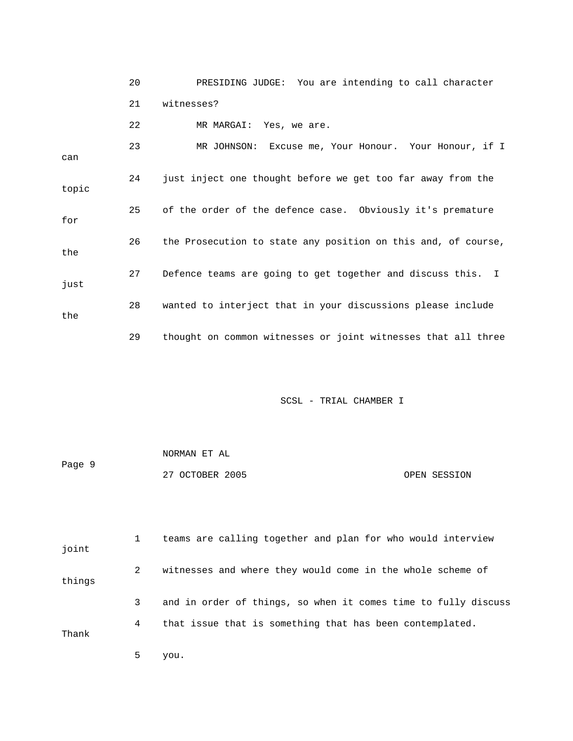20 PRESIDING JUDGE: You are intending to call character

21 witnesses?

22 MR MARGAI: Yes, we are.

23 MR JOHNSON: Excuse me, Your Honour. Your Honour, if I can

24 just inject one thought before we get too far away from the topic

25 of the order of the defence case. Obviously it's premature for

26 the Prosecution to state any position on this and, of course, the

27 Defence teams are going to get together and discuss this. I just

28 wanted to interject that in your discussions please include the

29 thought on common witnesses or joint witnesses that all three

1 teams are calling together and plan for who would interview joint

2 witnesses and where they would come in the whole scheme of things

3 and in order of things, so when it comes time to fully discuss

4 that issue that is something that has been contemplated. Thank

5 you.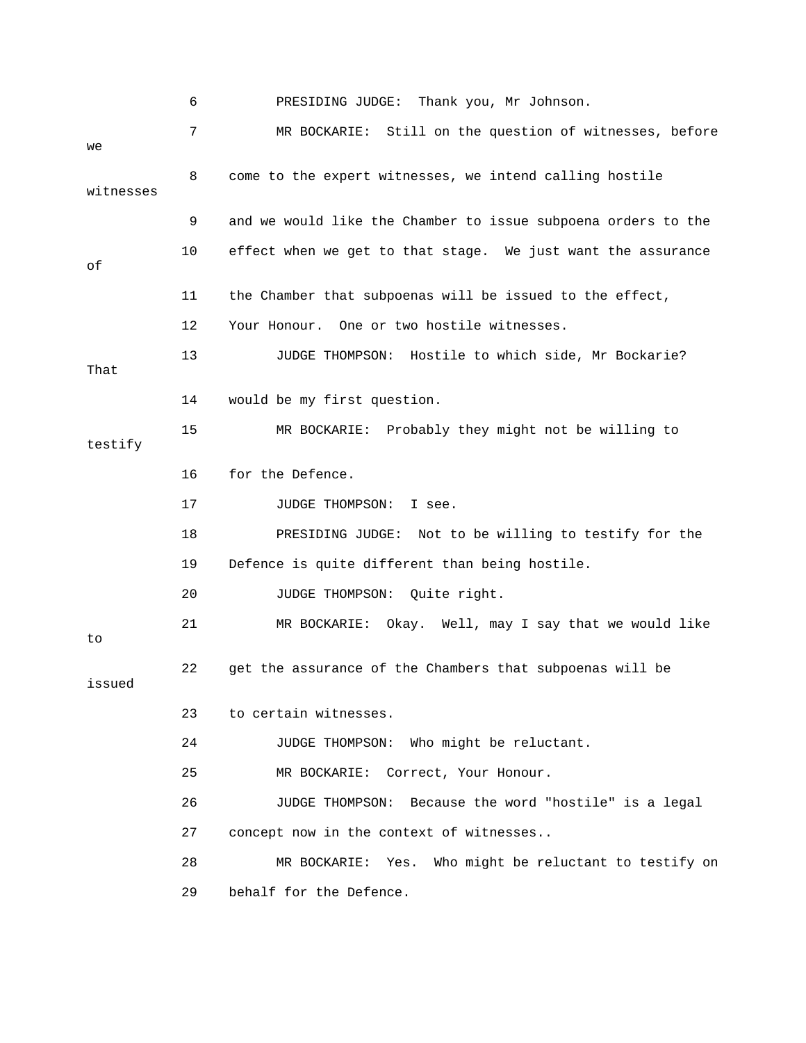6 PRESIDING JUDGE: Thank you, Mr Johnson.

7 MR BOCKARIE: Still on the question of witnesses, before we

8 come to the expert witnesses, we intend calling hostile witnesses

9 and we would like the Chamber to issue subpoena orders to the

10 effect when we get to that stage. We just want the assurance of

11 the Chamber that subpoenas will be issued to the effect,

12 Your Honour. One or two hostile witnesses.

13 JUDGE THOMPSON: Hostile to which side, Mr Bockarie? That

14 would be my first question.

15 MR BOCKARIE: Probably they might not be willing to testify

16 for the Defence.

17 JUDGE THOMPSON: I see.

18 PRESIDING JUDGE: Not to be willing to testify for the

19 Defence is quite different than being hostile.

20 JUDGE THOMPSON: Quite right.

21 MR BOCKARIE: Okay. Well, may I say that we would like to

22 get the assurance of the Chambers that subpoenas will be issued

23 to certain witnesses.

24 JUDGE THOMPSON: Who might be reluctant.

25 MR BOCKARIE: Correct, Your Honour.

26 JUDGE THOMPSON: Because the word "hostile" is a legal

27 concept now in the context of witnesses..

28 MR BOCKARIE: Yes. Who might be reluctant to testify on

29 behalf for the Defence.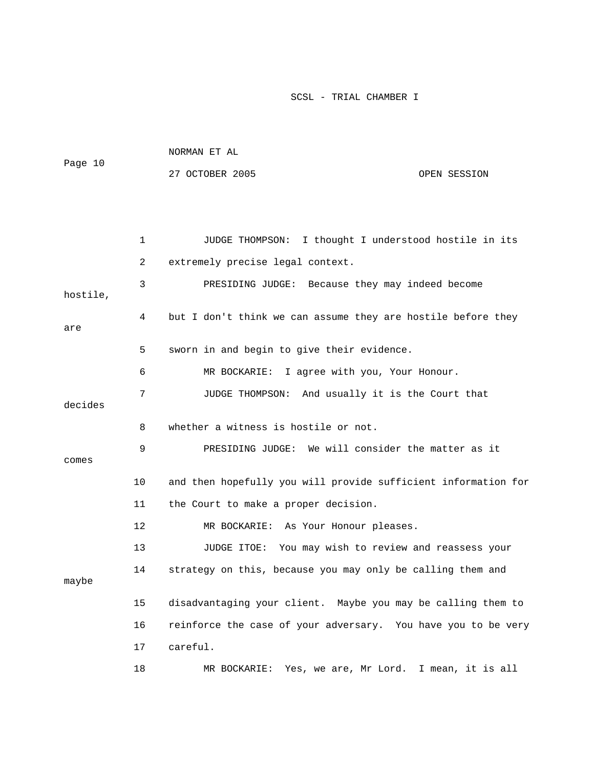JUDGE THOMPSON: I thought I understood hostile in its extremely precise legal context.

PRESIDING JUDGE: Because they may indeed become hostile, but I don't think we can assume they are hostile before they are sworn in and begin to give their evidence.

MR BOCKARIE: I agree with you, Your Honour.

JUDGE THOMPSON: And usually it is the Court that decides whether a witness is hostile or not.

PRESIDING JUDGE: We will consider the matter as it comes and then hopefully you will provide sufficient information for the Court to make a proper decision.

MR BOCKARIE: As Your Honour pleases.

JUDGE ITOE: You may wish to review and reassess your strategy on this, because you may only be calling them and maybe disadvantaging your client. Maybe you may be calling them to reinforce the case of your adversary. You have you to be very careful.

MR BOCKARIE: Yes, we are, Mr Lord. I mean, it is all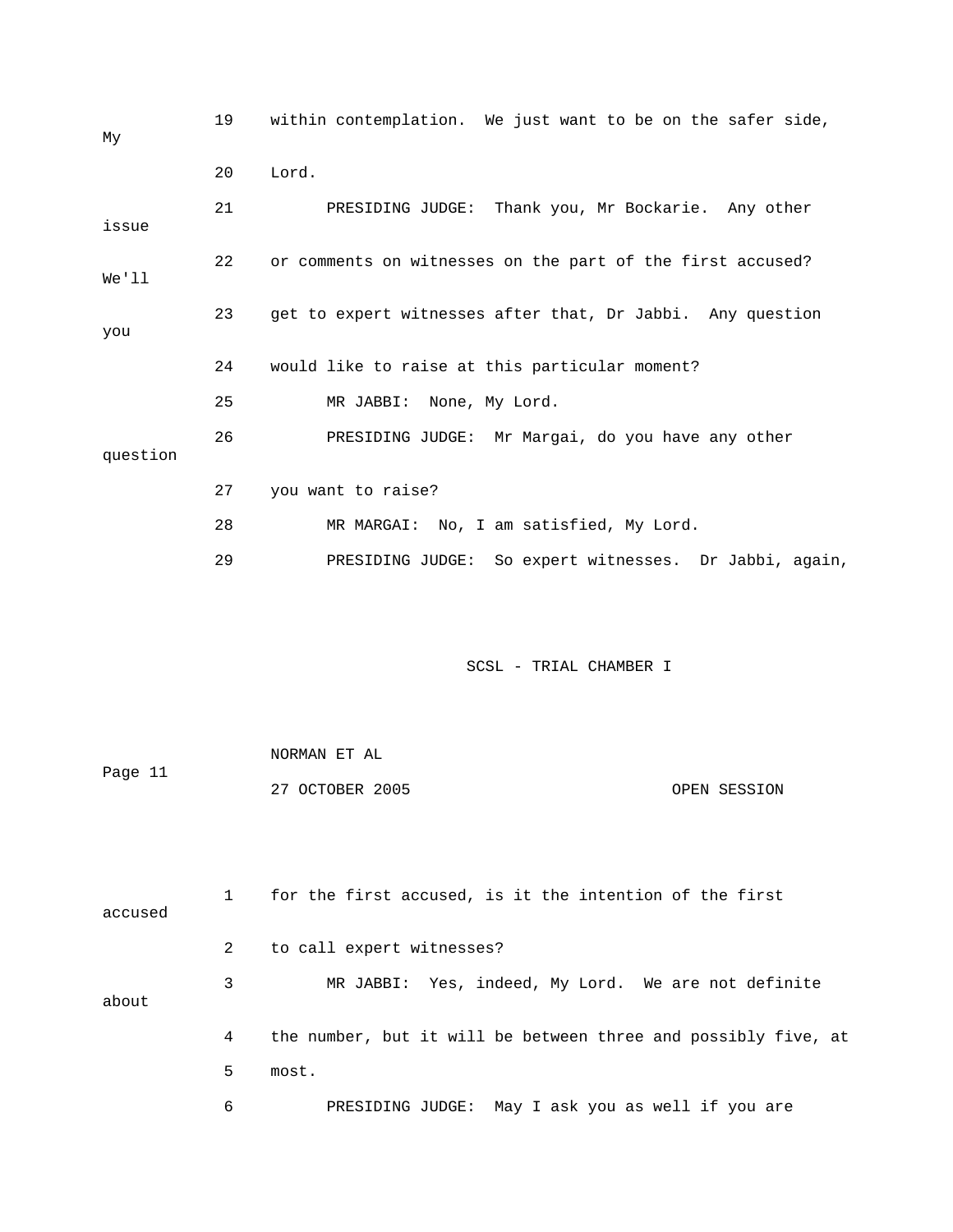19 within contemplation. We just want to be on the safer side, My

20 Lord.

21 PRESIDING JUDGE: Thank you, Mr Bockarie. Any other issue

22 or comments on witnesses on the part of the first accused? We'll

23 get to expert witnesses after that, Dr Jabbi. Any question you

24 would like to raise at this particular moment?

25 MR JABBI: None, My Lord.

26 PRESIDING JUDGE: Mr Margai, do you have any other question

27 you want to raise?

28 MR MARGAI: No, I am satisfied, My Lord.

29 PRESIDING JUDGE: So expert witnesses. Dr Jabbi, again,

1 for the first accused, is it the intention of the first accused

2 to call expert witnesses?

3 MR JABBI: Yes, indeed, My Lord. We are not definite about

4 the number, but it will be between three and possibly five, at

5 most.

6 PRESIDING JUDGE: May I ask you as well if you are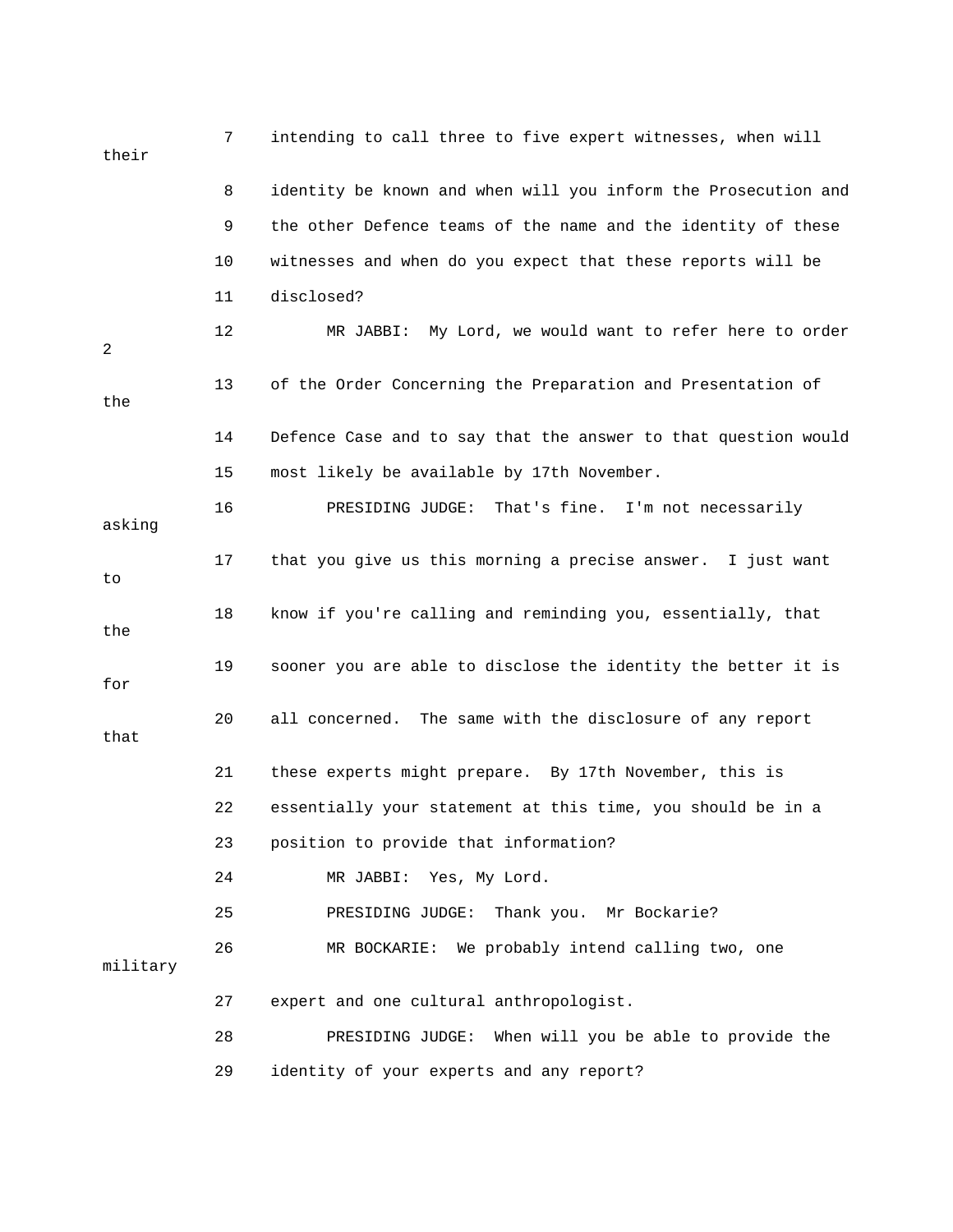7 intending to call three to five expert witnesses, when will their

8 identity be known and when will you inform the Prosecution and

9 the other Defence teams of the name and the identity of these

10 witnesses and when do you expect that these reports will be

11 disclosed?

12 MR JABBI: My Lord, we would want to refer here to order 2

13 of the Order Concerning the Preparation and Presentation of the

14 Defence Case and to say that the answer to that question would

15 most likely be available by 17th November.

16 PRESIDING JUDGE: That's fine. I'm not necessarily asking

17 that you give us this morning a precise answer. I just want to

18 know if you're calling and reminding you, essentially, that the

19 sooner you are able to disclose the identity the better it is for

20 all concerned. The same with the disclosure of any report that

21 these experts might prepare. By 17th November, this is

22 essentially your statement at this time, you should be in a

23 position to provide that information?

24 MR JABBI: Yes, My Lord.

25 PRESIDING JUDGE: Thank you. Mr Bockarie?

26 MR BOCKARIE: We probably intend calling two, one military

27 expert and one cultural anthropologist.

28 PRESIDING JUDGE: When will you be able to provide the

29 identity of your experts and any report?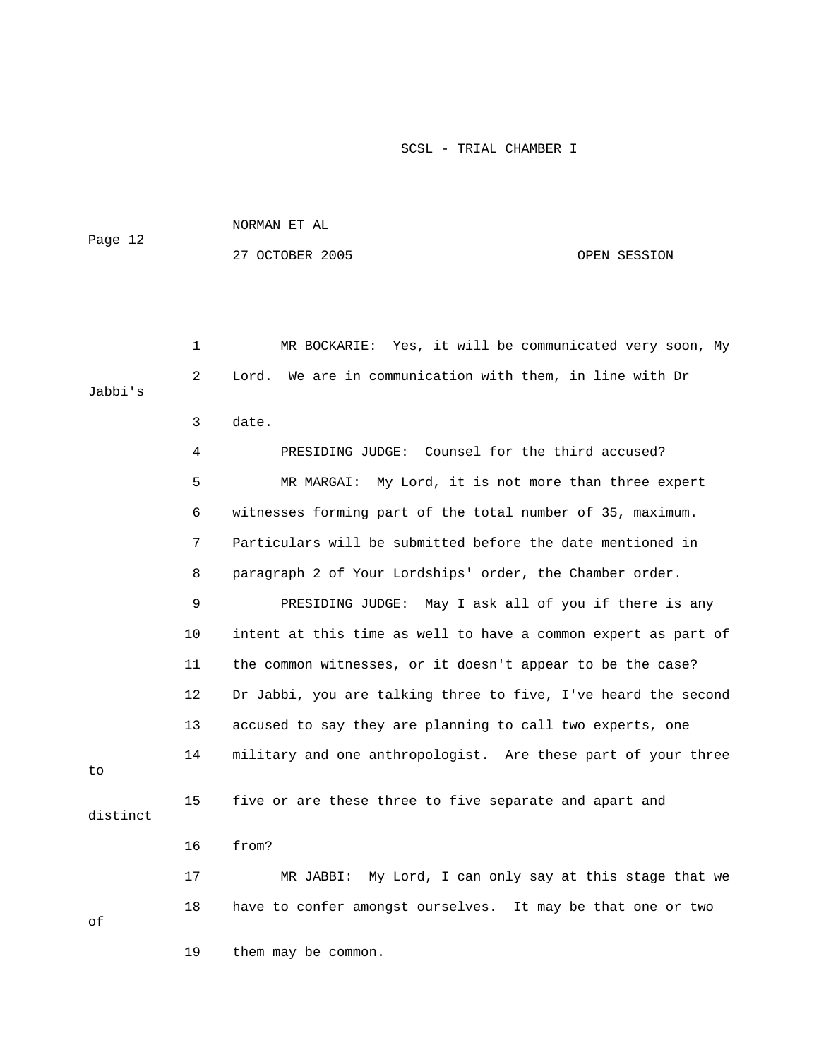MR BOCKARIE: Yes, it will be communicated very soon, My Lord. We are in communication with them, in line with Dr Jabbi's date.

PRESIDING JUDGE: Counsel for the third accused?

MR MARGAI: My Lord, it is not more than three expert witnesses forming part of the total number of 35, maximum. Particulars will be submitted before the date mentioned in paragraph 2 of Your Lordships' order, the Chamber order.

PRESIDING JUDGE: May I ask all of you if there is any intent at this time as well to have a common expert as part of the common witnesses, or it doesn't appear to be the case? Dr Jabbi, you are talking three to five, I've heard the second accused to say they are planning to call two experts, one military and one anthropologist. Are these part of your three to five or are these three to five separate and apart and distinct from?

MR JABBI: My Lord, I can only say at this stage that we have to confer amongst ourselves. It may be that one or two of them may be common.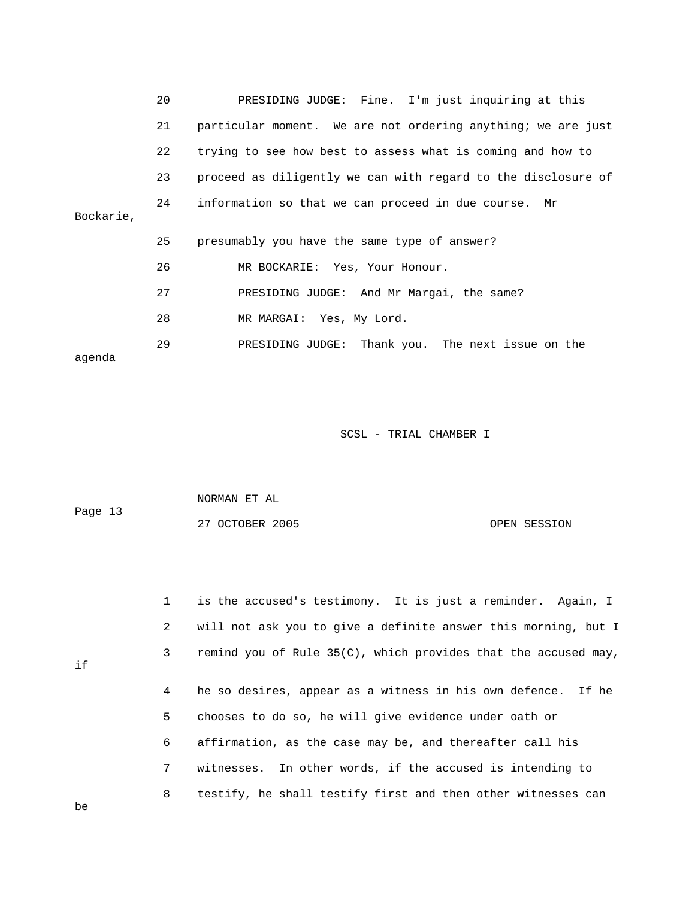20 PRESIDING JUDGE: Fine. I'm just inquiring at this
21 particular moment. We are not ordering anything; we are just
22 trying to see how best to assess what is coming and how to
23 proceed as diligently we can with regard to the disclosure of
24 information so that we can proceed in due course. Mr Bockarie,
25 presumably you have the same type of answer?
26 MR BOCKARIE: Yes, Your Honour.
27 PRESIDING JUDGE: And Mr Margai, the same?
28 MR MARGAI: Yes, My Lord.
29 PRESIDING JUDGE: Thank you. The next issue on the agenda

1 is the accused's testimony. It is just a reminder. Again, I
2 will not ask you to give a definite answer this morning, but I
3 remind you of Rule 35(C), which provides that the accused may, if
4 he so desires, appear as a witness in his own defence. If he
5 chooses to do so, he will give evidence under oath or
6 affirmation, as the case may be, and thereafter call his
7 witnesses. In other words, if the accused is intending to
8 testify, he shall testify first and then other witnesses can be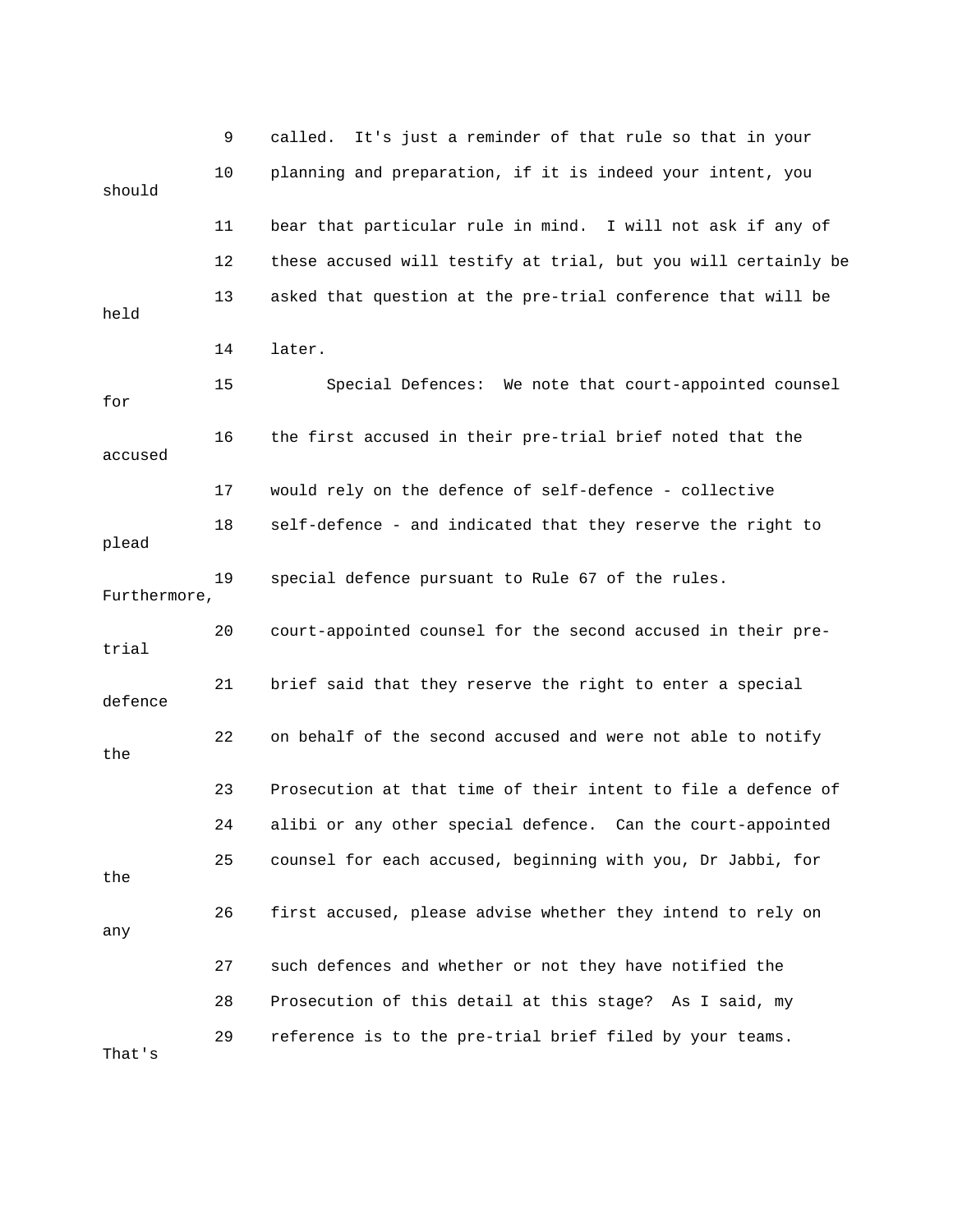9 called. It's just a reminder of that rule so that in your

10 planning and preparation, if it is indeed your intent, you should

11 bear that particular rule in mind. I will not ask if any of

12 these accused will testify at trial, but you will certainly be

13 asked that question at the pre-trial conference that will be held

14 later.

15 Special Defences: We note that court-appointed counsel for

16 the first accused in their pre-trial brief noted that the accused

17 would rely on the defence of self-defence - collective

18 self-defence - and indicated that they reserve the right to plead

19 special defence pursuant to Rule 67 of the rules. Furthermore,

20 court-appointed counsel for the second accused in their pre-trial

21 brief said that they reserve the right to enter a special defence

22 on behalf of the second accused and were not able to notify the

23 Prosecution at that time of their intent to file a defence of

24 alibi or any other special defence. Can the court-appointed

25 counsel for each accused, beginning with you, Dr Jabbi, for the

26 first accused, please advise whether they intend to rely on any

27 such defences and whether or not they have notified the

28 Prosecution of this detail at this stage? As I said, my

29 reference is to the pre-trial brief filed by your teams. That's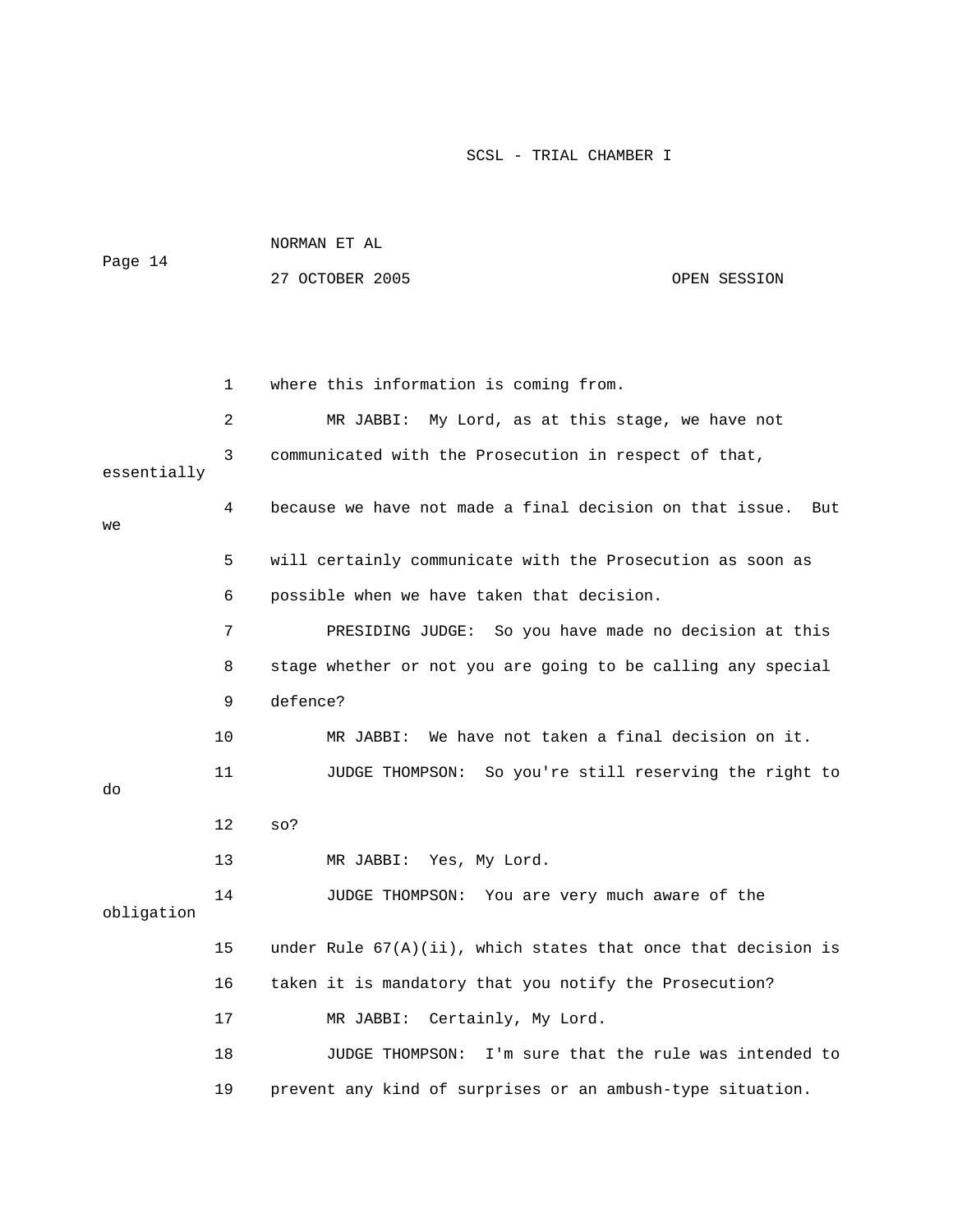where this information is coming from.

MR JABBI: My Lord, as at this stage, we have not communicated with the Prosecution in respect of that, essentially because we have not made a final decision on that issue. But we will certainly communicate with the Prosecution as soon as possible when we have taken that decision.

PRESIDING JUDGE: So you have made no decision at this stage whether or not you are going to be calling any special defence?

MR JABBI: We have not taken a final decision on it.

JUDGE THOMPSON: So you're still reserving the right to do so?

MR JABBI: Yes, My Lord.

JUDGE THOMPSON: You are very much aware of the obligation under Rule 67(A)(ii), which states that once that decision is taken it is mandatory that you notify the Prosecution?

MR JABBI: Certainly, My Lord.

JUDGE THOMPSON: I'm sure that the rule was intended to prevent any kind of surprises or an ambush-type situation.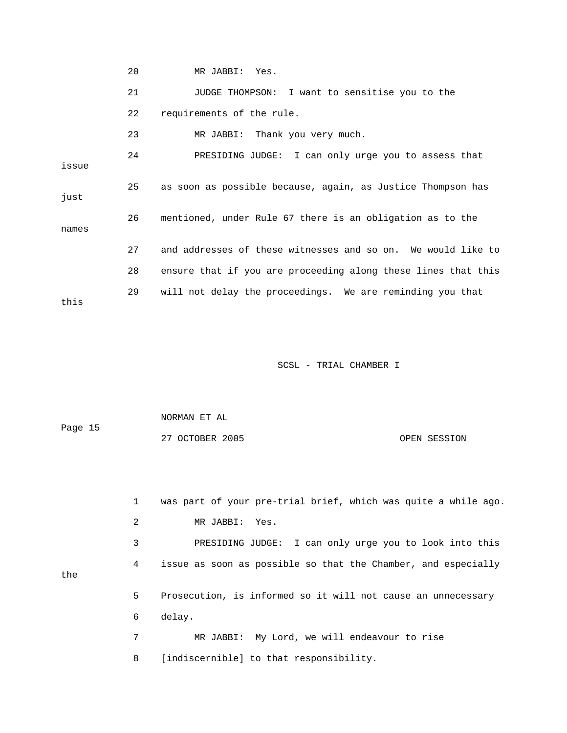20 MR JABBI: Yes.

21 JUDGE THOMPSON: I want to sensitise you to the

22 requirements of the rule.

23 MR JABBI: Thank you very much.

24 PRESIDING JUDGE: I can only urge you to assess that issue

25 as soon as possible because, again, as Justice Thompson has just

26 mentioned, under Rule 67 there is an obligation as to the names

27 and addresses of these witnesses and so on. We would like to

28 ensure that if you are proceeding along these lines that this

29 will not delay the proceedings. We are reminding you that this

1 was part of your pre-trial brief, which was quite a while ago.

2 MR JABBI: Yes.

3 PRESIDING JUDGE: I can only urge you to look into this

4 issue as soon as possible so that the Chamber, and especially the

5 Prosecution, is informed so it will not cause an unnecessary

6 delay.

7 MR JABBI: My Lord, we will endeavour to rise

8 [indiscernible] to that responsibility.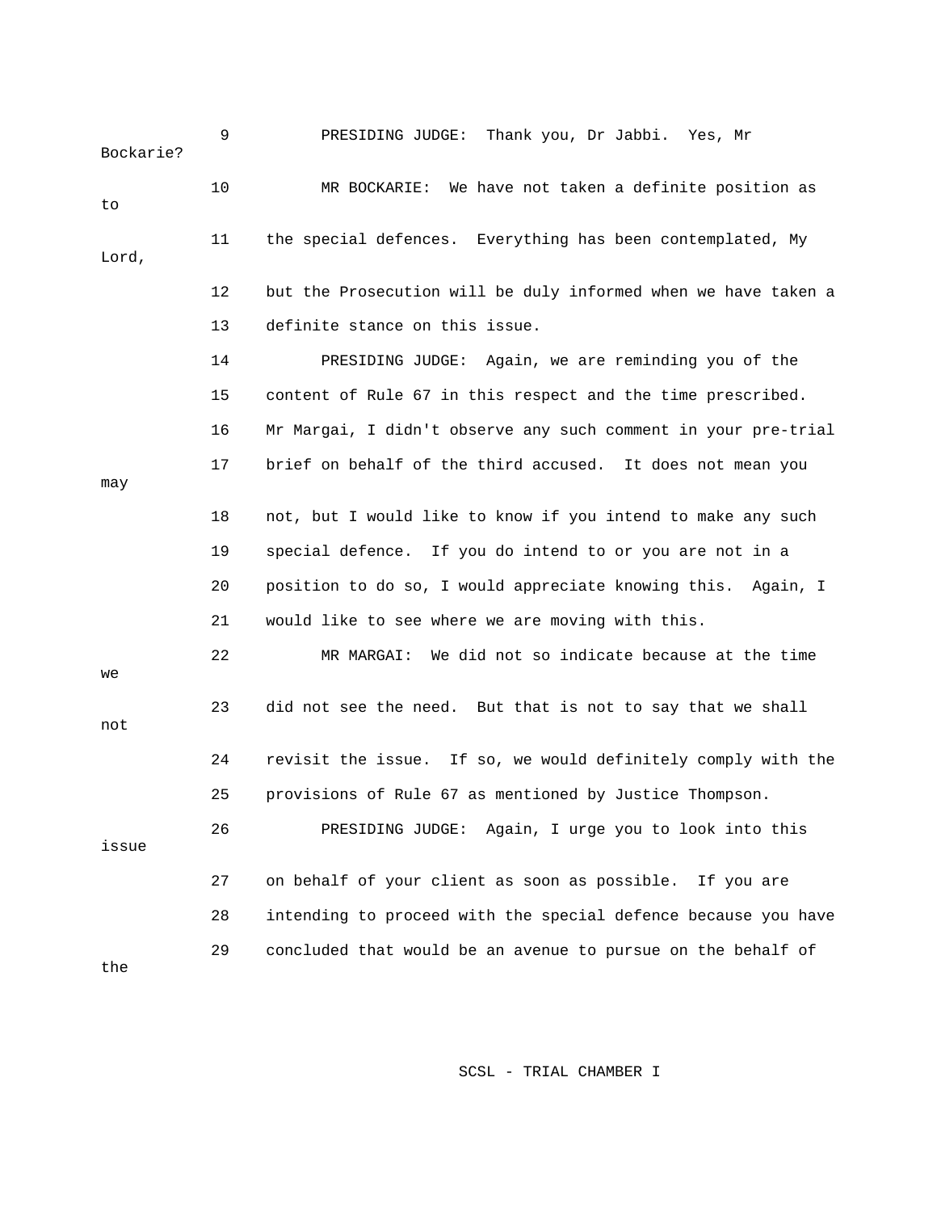9 PRESIDING JUDGE: Thank you, Dr Jabbi. Yes, Mr Bockarie?

10 MR BOCKARIE: We have not taken a definite position as to

11 the special defences. Everything has been contemplated, My Lord,

12 but the Prosecution will be duly informed when we have taken a

13 definite stance on this issue.

14 PRESIDING JUDGE: Again, we are reminding you of the

15 content of Rule 67 in this respect and the time prescribed.

16 Mr Margai, I didn't observe any such comment in your pre-trial

17 brief on behalf of the third accused. It does not mean you may

18 not, but I would like to know if you intend to make any such

19 special defence. If you do intend to or you are not in a

20 position to do so, I would appreciate knowing this. Again, I

21 would like to see where we are moving with this.

22 MR MARGAI: We did not so indicate because at the time we

23 did not see the need. But that is not to say that we shall not

24 revisit the issue. If so, we would definitely comply with the

25 provisions of Rule 67 as mentioned by Justice Thompson.

26 PRESIDING JUDGE: Again, I urge you to look into this issue

27 on behalf of your client as soon as possible. If you are

28 intending to proceed with the special defence because you have

29 concluded that would be an avenue to pursue on the behalf of the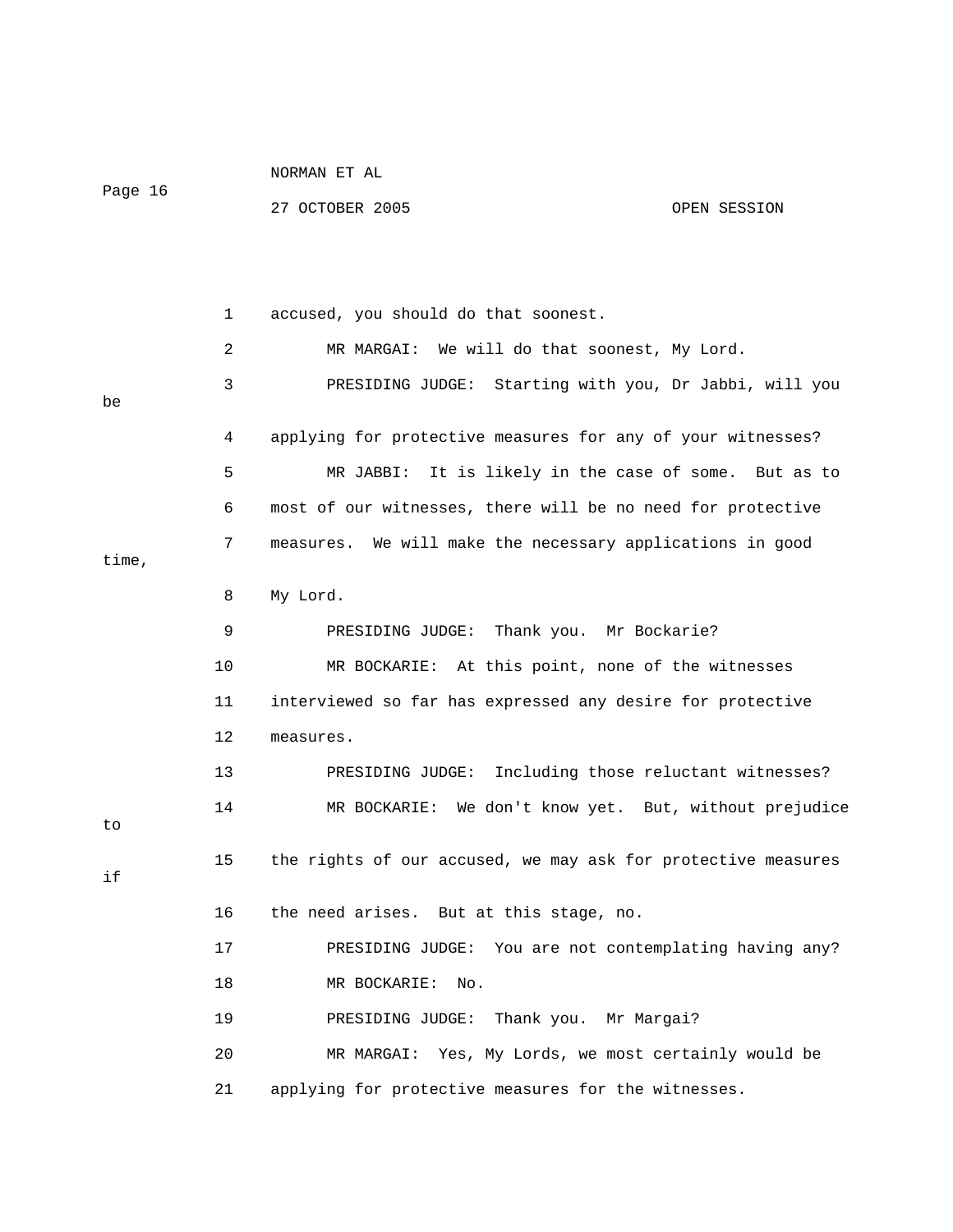accused, you should do that soonest.

MR MARGAI: We will do that soonest, My Lord.

PRESIDING JUDGE: Starting with you, Dr Jabbi, will you be applying for protective measures for any of your witnesses?

MR JABBI: It is likely in the case of some. But as to most of our witnesses, there will be no need for protective measures. We will make the necessary applications in good time, My Lord.

PRESIDING JUDGE: Thank you. Mr Bockarie?

MR BOCKARIE: At this point, none of the witnesses interviewed so far has expressed any desire for protective measures.

PRESIDING JUDGE: Including those reluctant witnesses?

MR BOCKARIE: We don't know yet. But, without prejudice to the rights of our accused, we may ask for protective measures if the need arises. But at this stage, no.

PRESIDING JUDGE: You are not contemplating having any?

MR BOCKARIE: No.

PRESIDING JUDGE: Thank you. Mr Margai?

MR MARGAI: Yes, My Lords, we most certainly would be applying for protective measures for the witnesses.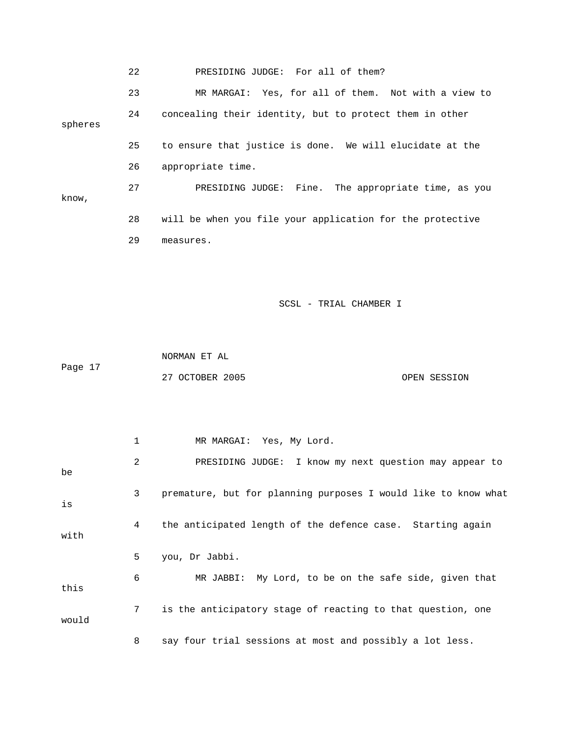22 PRESIDING JUDGE: For all of them?

23 MR MARGAI: Yes, for all of them. Not with a view to

24 concealing their identity, but to protect them in other spheres

25 to ensure that justice is done. We will elucidate at the

26 appropriate time.

27 PRESIDING JUDGE: Fine. The appropriate time, as you know,

28 will be when you file your application for the protective

29 measures.

1 MR MARGAI: Yes, My Lord.

2 PRESIDING JUDGE: I know my next question may appear to be

3 premature, but for planning purposes I would like to know what is

4 the anticipated length of the defence case. Starting again with

5 you, Dr Jabbi.

6 MR JABBI: My Lord, to be on the safe side, given that this

7 is the anticipatory stage of reacting to that question, one would

8 say four trial sessions at most and possibly a lot less.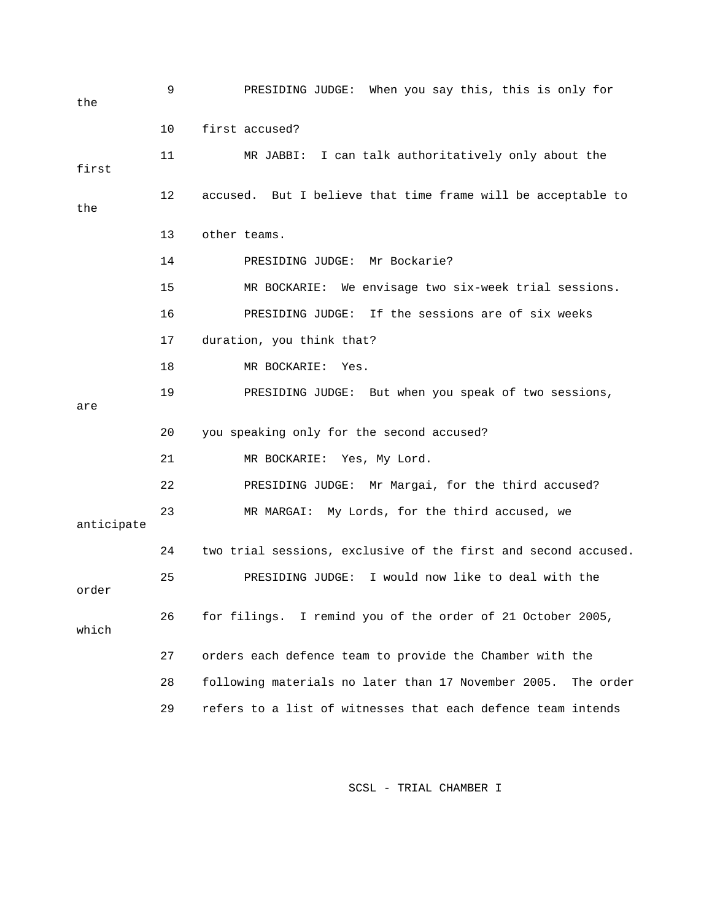9 PRESIDING JUDGE: When you say this, this is only for the

10 first accused?

11 MR JABBI: I can talk authoritatively only about the first

12 accused. But I believe that time frame will be acceptable to the

13 other teams.

14 PRESIDING JUDGE: Mr Bockarie?

15 MR BOCKARIE: We envisage two six-week trial sessions.

16 PRESIDING JUDGE: If the sessions are of six weeks

17 duration, you think that?

18 MR BOCKARIE: Yes.

19 PRESIDING JUDGE: But when you speak of two sessions, are

20 you speaking only for the second accused?

21 MR BOCKARIE: Yes, My Lord.

22 PRESIDING JUDGE: Mr Margai, for the third accused?

23 MR MARGAI: My Lords, for the third accused, we anticipate

24 two trial sessions, exclusive of the first and second accused.

25 PRESIDING JUDGE: I would now like to deal with the order

26 for filings. I remind you of the order of 21 October 2005, which

27 orders each defence team to provide the Chamber with the

28 following materials no later than 17 November 2005. The order

29 refers to a list of witnesses that each defence team intends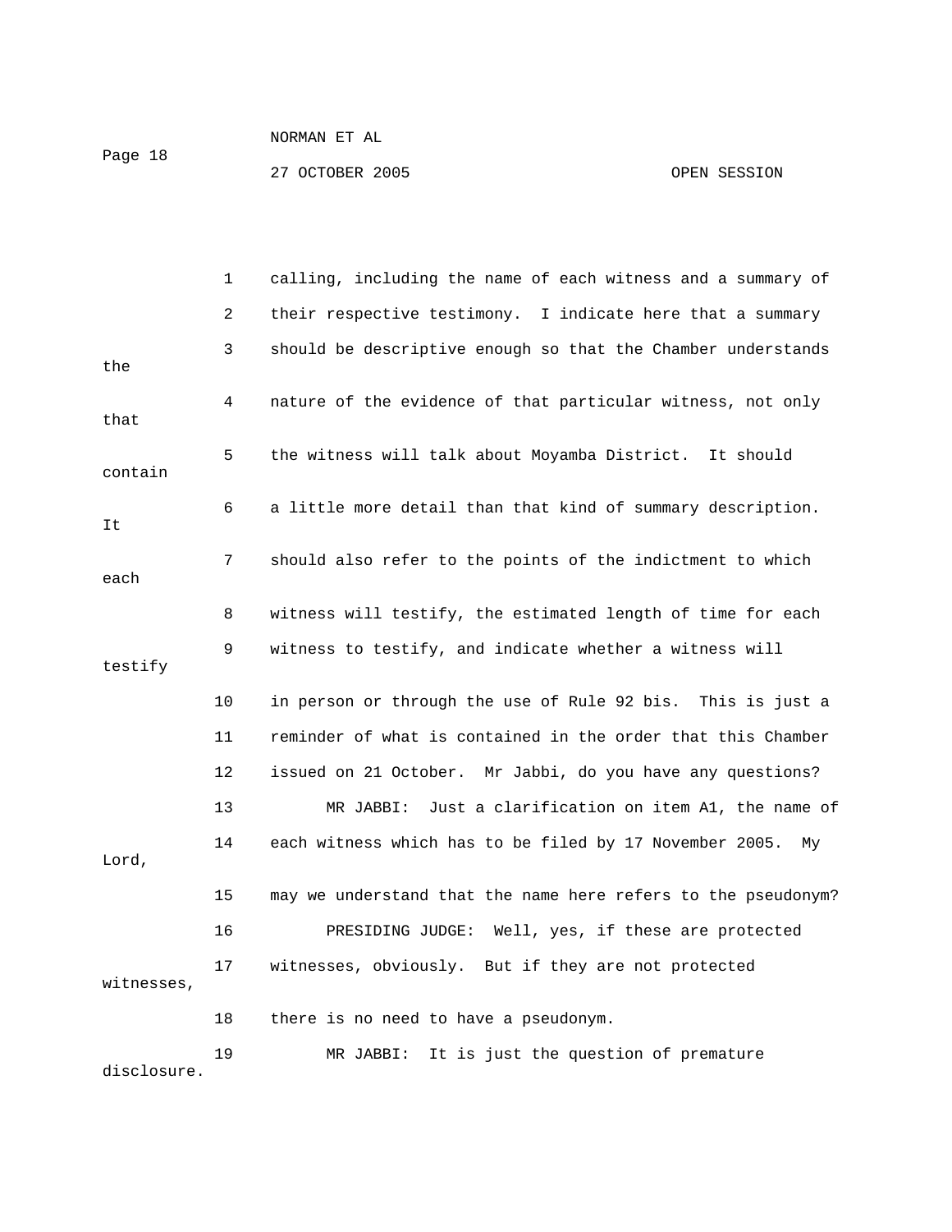calling, including the name of each witness and a summary of their respective testimony. I indicate here that a summary should be descriptive enough so that the Chamber understands the nature of the evidence of that particular witness, not only that the witness will talk about Moyamba District. It should contain a little more detail than that kind of summary description. It should also refer to the points of the indictment to which each witness will testify, the estimated length of time for each witness to testify, and indicate whether a witness will testify in person or through the use of Rule 92 bis. This is just a reminder of what is contained in the order that this Chamber issued on 21 October. Mr Jabbi, do you have any questions?

MR JABBI: Just a clarification on item A1, the name of each witness which has to be filed by 17 November 2005. My Lord, may we understand that the name here refers to the pseudonym?

PRESIDING JUDGE: Well, yes, if these are protected witnesses, obviously. But if they are not protected witnesses, there is no need to have a pseudonym.

MR JABBI: It is just the question of premature disclosure.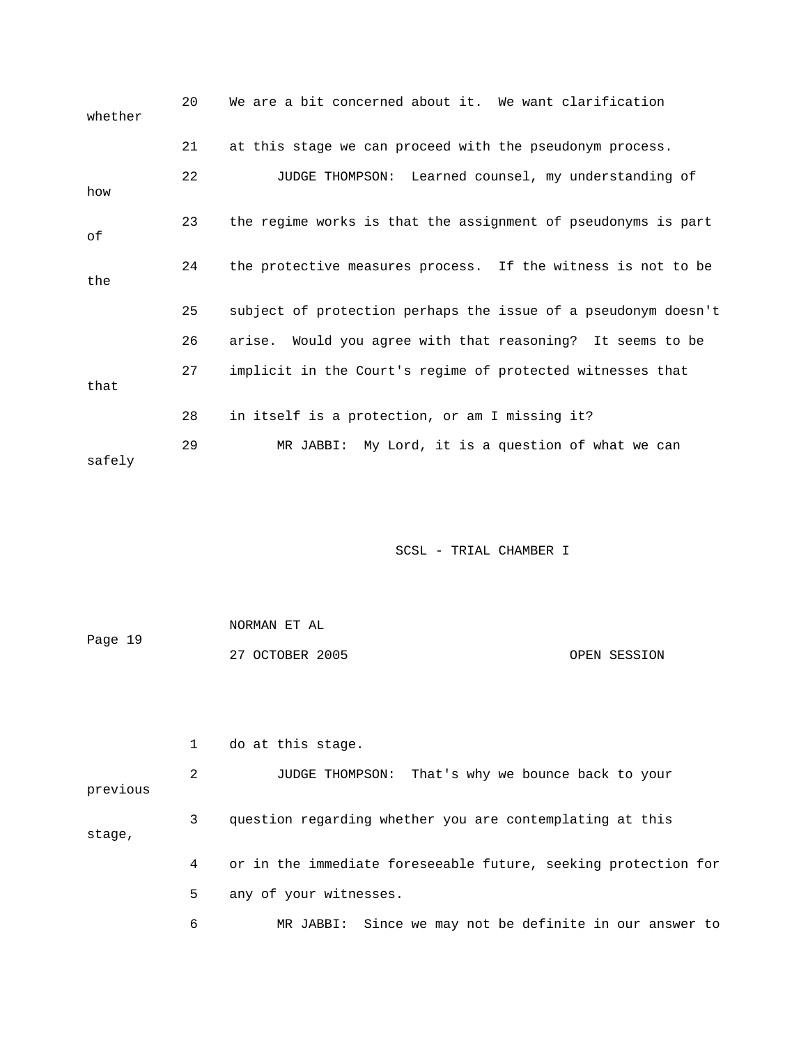20 We are a bit concerned about it. We want clarification whether

21 at this stage we can proceed with the pseudonym process.

22 JUDGE THOMPSON: Learned counsel, my understanding of how

23 the regime works is that the assignment of pseudonyms is part of

24 the protective measures process. If the witness is not to be the

25 subject of protection perhaps the issue of a pseudonym doesn't

26 arise. Would you agree with that reasoning? It seems to be

27 implicit in the Court's regime of protected witnesses that that

28 in itself is a protection, or am I missing it?

29 MR JABBI: My Lord, it is a question of what we can safely

1 do at this stage.

2 JUDGE THOMPSON: That's why we bounce back to your previous

3 question regarding whether you are contemplating at this stage,

4 or in the immediate foreseeable future, seeking protection for

5 any of your witnesses.

6 MR JABBI: Since we may not be definite in our answer to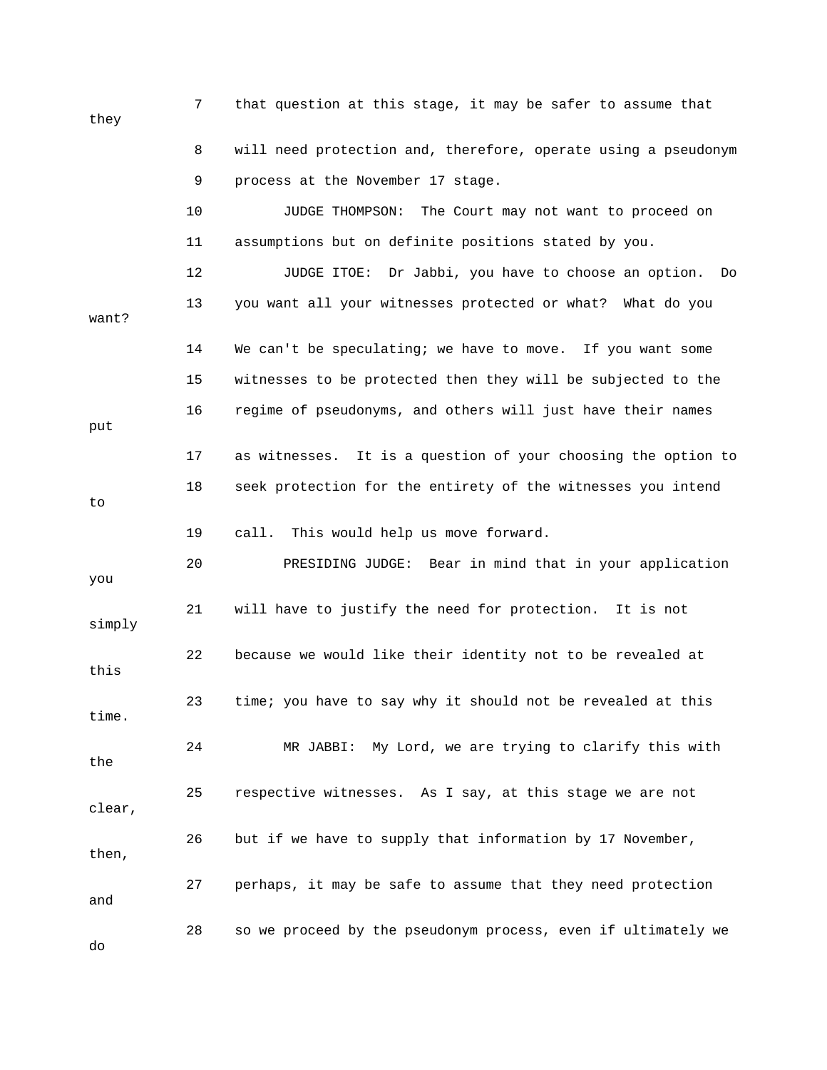7 that question at this stage, it may be safer to assume that they

8 will need protection and, therefore, operate using a pseudonym

9 process at the November 17 stage.

10 JUDGE THOMPSON: The Court may not want to proceed on

11 assumptions but on definite positions stated by you.

12 JUDGE ITOE: Dr Jabbi, you have to choose an option. Do

13 you want all your witnesses protected or what? What do you want?

14 We can't be speculating; we have to move. If you want some

15 witnesses to be protected then they will be subjected to the

16 regime of pseudonyms, and others will just have their names put

17 as witnesses. It is a question of your choosing the option to

18 seek protection for the entirety of the witnesses you intend to

19 call. This would help us move forward.

20 PRESIDING JUDGE: Bear in mind that in your application you

21 will have to justify the need for protection. It is not simply

22 because we would like their identity not to be revealed at this

23 time; you have to say why it should not be revealed at this time.

24 MR JABBI: My Lord, we are trying to clarify this with the

25 respective witnesses. As I say, at this stage we are not clear,

26 but if we have to supply that information by 17 November, then,

27 perhaps, it may be safe to assume that they need protection and

28 so we proceed by the pseudonym process, even if ultimately we do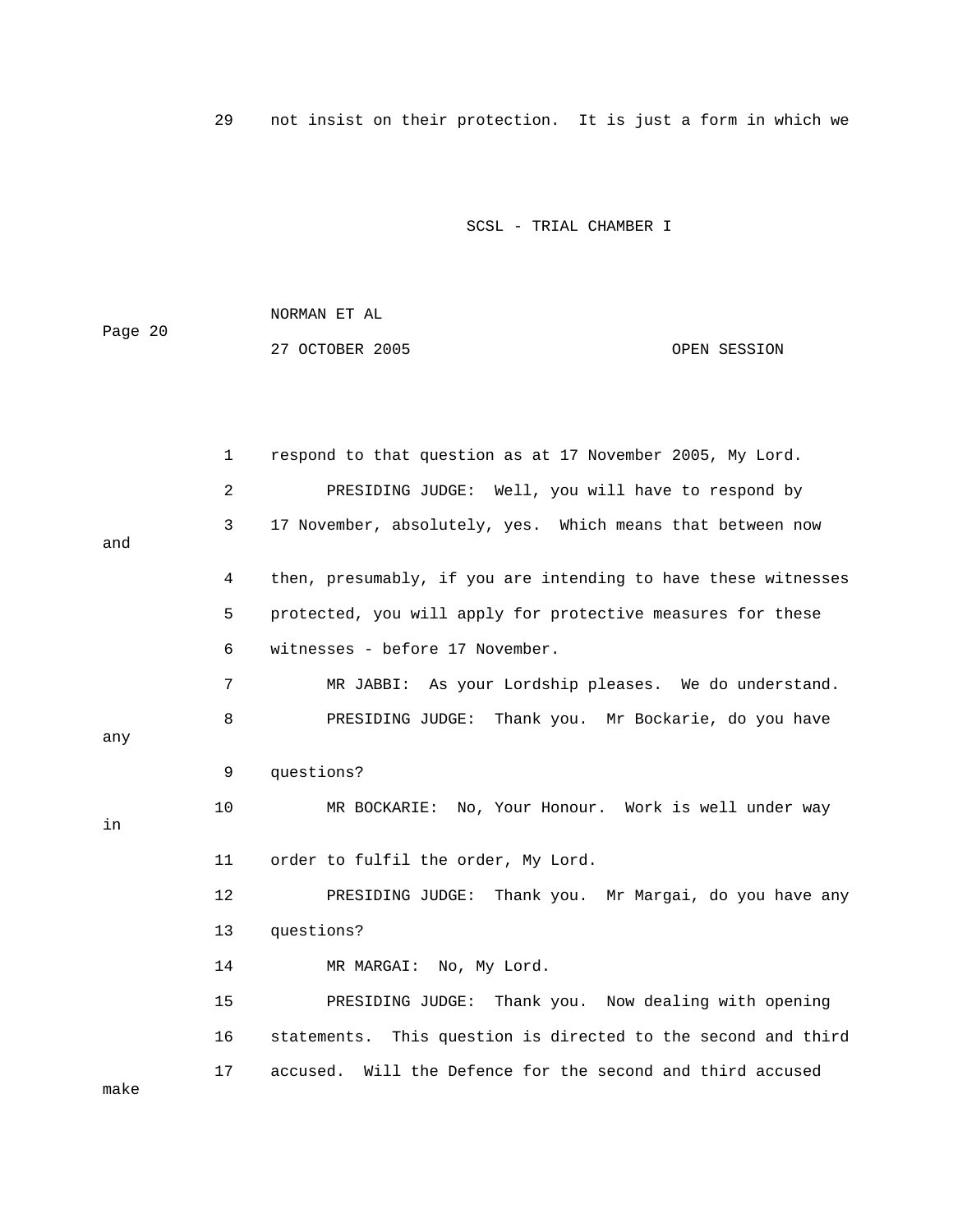29 not insist on their protection. It is just a form in which we

1 respond to that question as at 17 November 2005, My Lord.

2 PRESIDING JUDGE: Well, you will have to respond by

3 17 November, absolutely, yes. Which means that between now and

4 then, presumably, if you are intending to have these witnesses

5 protected, you will apply for protective measures for these

6 witnesses - before 17 November.

7 MR JABBI: As your Lordship pleases. We do understand.

8 PRESIDING JUDGE: Thank you. Mr Bockarie, do you have any

9 questions?

10 MR BOCKARIE: No, Your Honour. Work is well under way in

11 order to fulfil the order, My Lord.

12 PRESIDING JUDGE: Thank you. Mr Margai, do you have any

13 questions?

14 MR MARGAI: No, My Lord.

15 PRESIDING JUDGE: Thank you. Now dealing with opening

16 statements. This question is directed to the second and third

17 accused. Will the Defence for the second and third accused make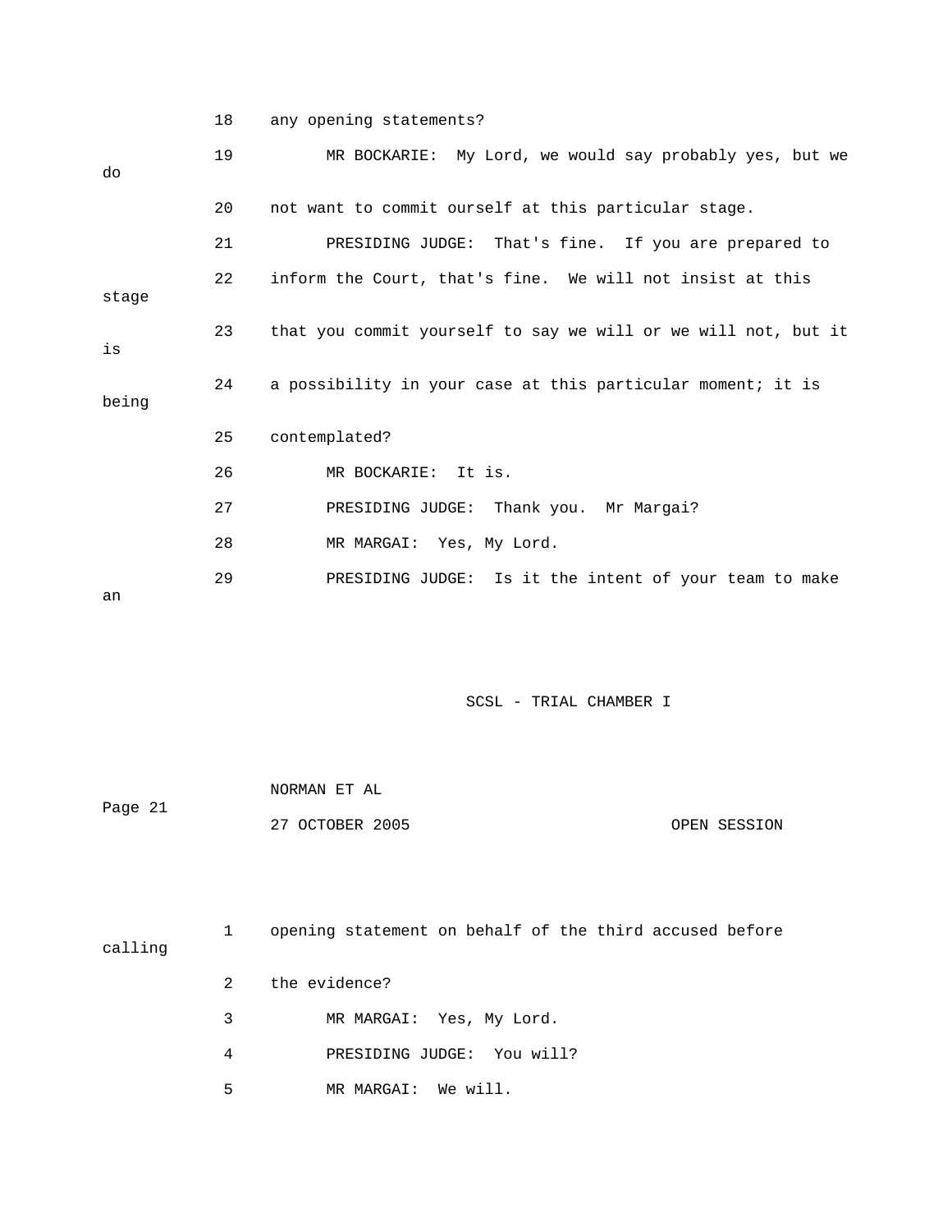18 any opening statements?

19 MR BOCKARIE: My Lord, we would say probably yes, but we do

20 not want to commit ourself at this particular stage.

21 PRESIDING JUDGE: That's fine. If you are prepared to

22 inform the Court, that's fine. We will not insist at this stage

23 that you commit yourself to say we will or we will not, but it is

24 a possibility in your case at this particular moment; it is being

25 contemplated?

26 MR BOCKARIE: It is.

27 PRESIDING JUDGE: Thank you. Mr Margai?

28 MR MARGAI: Yes, My Lord.

29 PRESIDING JUDGE: Is it the intent of your team to make an

1 opening statement on behalf of the third accused before calling

2 the evidence?

3 MR MARGAI: Yes, My Lord.

4 PRESIDING JUDGE: You will?

5 MR MARGAI: We will.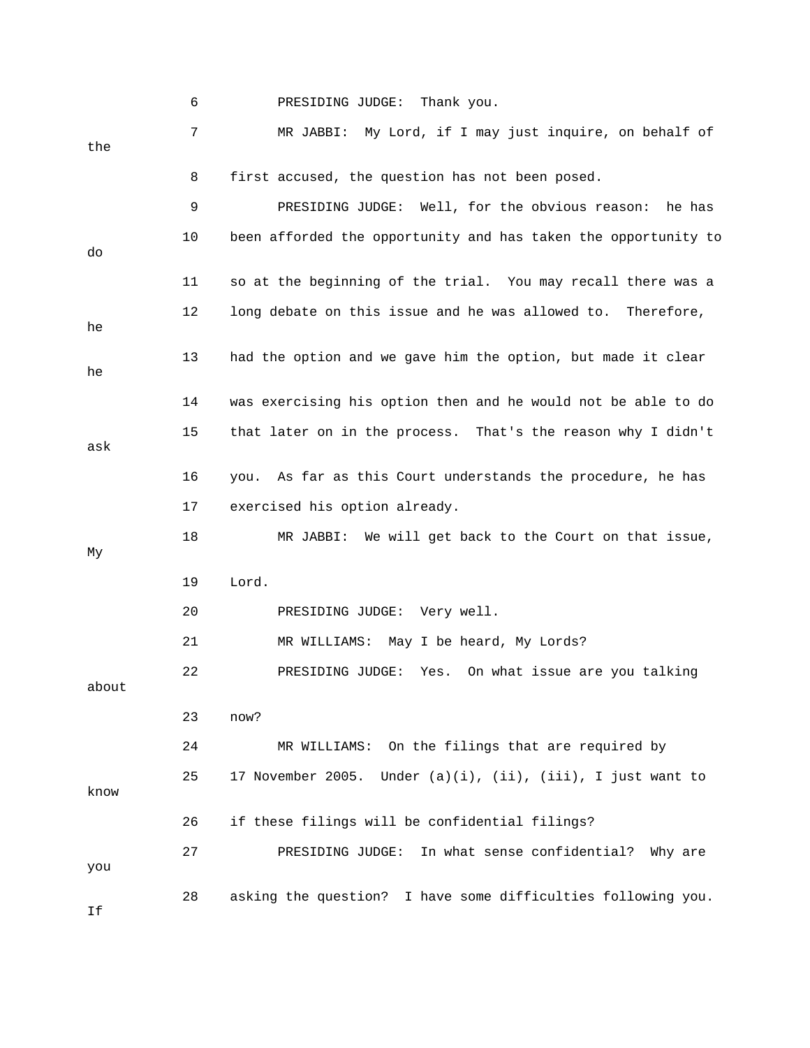6 PRESIDING JUDGE: Thank you.

7 MR JABBI: My Lord, if I may just inquire, on behalf of the

8 first accused, the question has not been posed.

9 PRESIDING JUDGE: Well, for the obvious reason: he has

10 been afforded the opportunity and has taken the opportunity to do

11 so at the beginning of the trial. You may recall there was a

12 long debate on this issue and he was allowed to. Therefore, he

13 had the option and we gave him the option, but made it clear he

14 was exercising his option then and he would not be able to do

15 that later on in the process. That's the reason why I didn't ask

16 you. As far as this Court understands the procedure, he has

17 exercised his option already.

18 MR JABBI: We will get back to the Court on that issue, My

19 Lord.

20 PRESIDING JUDGE: Very well.

21 MR WILLIAMS: May I be heard, My Lords?

22 PRESIDING JUDGE: Yes. On what issue are you talking about

23 now?

24 MR WILLIAMS: On the filings that are required by

25 17 November 2005. Under (a)(i), (ii), (iii), I just want to know

26 if these filings will be confidential filings?

27 PRESIDING JUDGE: In what sense confidential? Why are you

28 asking the question? I have some difficulties following you. If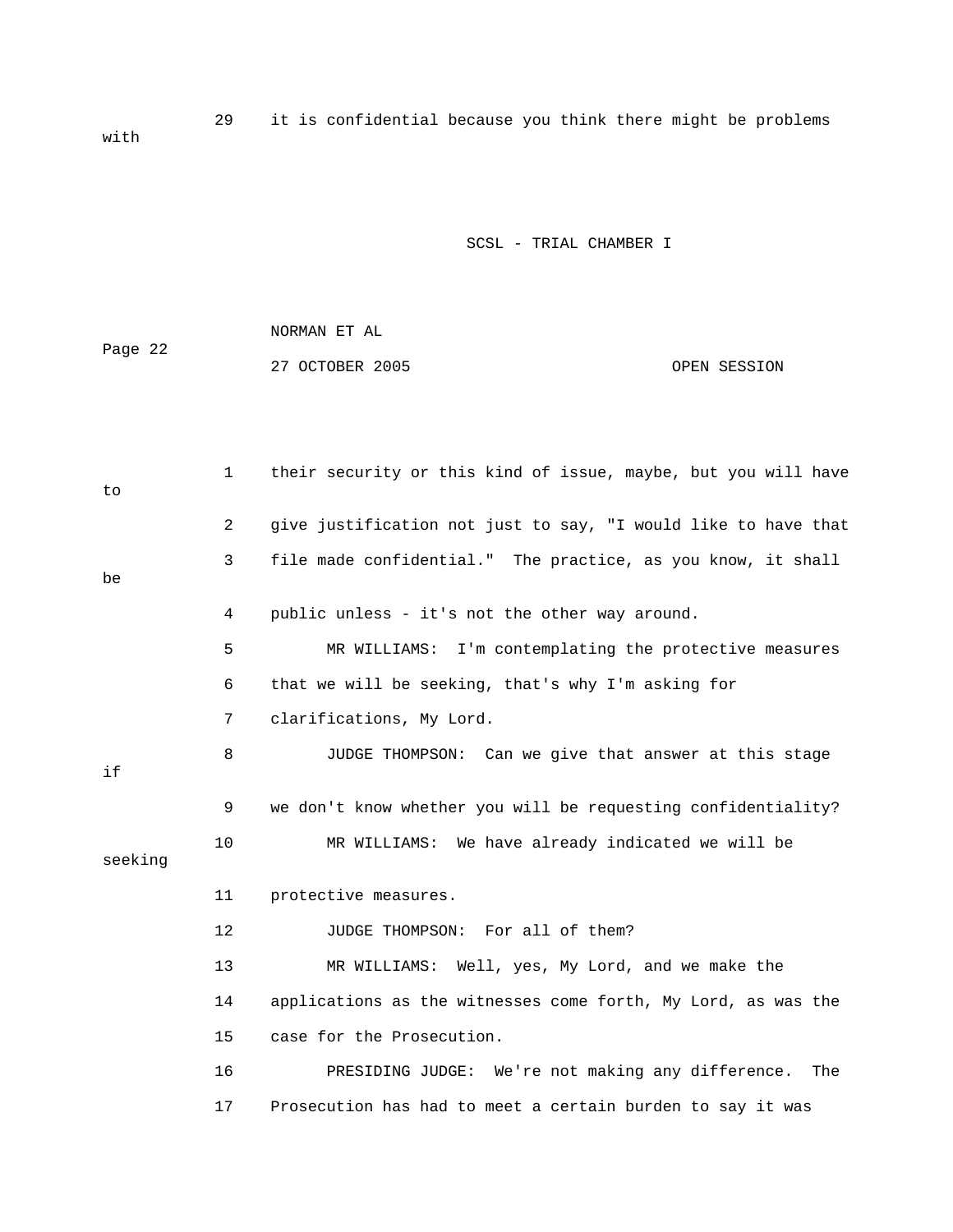29 it is confidential because you think there might be problems with

1 their security or this kind of issue, maybe, but you will have to

2 give justification not just to say, "I would like to have that

3 file made confidential." The practice, as you know, it shall be

4 public unless - it's not the other way around.

5 MR WILLIAMS: I'm contemplating the protective measures

6 that we will be seeking, that's why I'm asking for

7 clarifications, My Lord.

8 JUDGE THOMPSON: Can we give that answer at this stage if

9 we don't know whether you will be requesting confidentiality?

10 MR WILLIAMS: We have already indicated we will be seeking

11 protective measures.

12 JUDGE THOMPSON: For all of them?

13 MR WILLIAMS: Well, yes, My Lord, and we make the

14 applications as the witnesses come forth, My Lord, as was the

15 case for the Prosecution.

16 PRESIDING JUDGE: We're not making any difference. The

17 Prosecution has had to meet a certain burden to say it was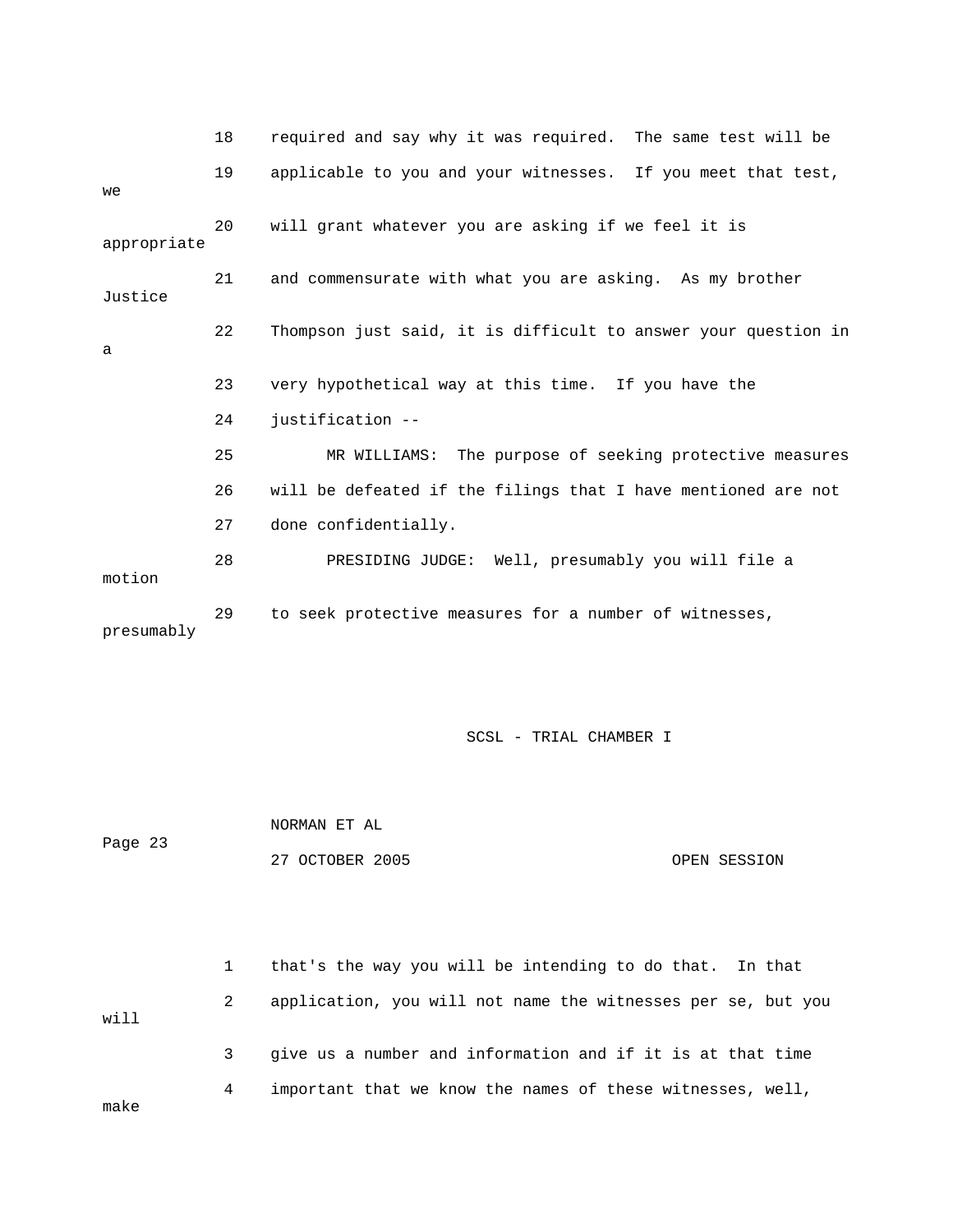18 required and say why it was required. The same test will be

19 applicable to you and your witnesses. If you meet that test, we

20 will grant whatever you are asking if we feel it is appropriate

21 and commensurate with what you are asking. As my brother Justice

22 Thompson just said, it is difficult to answer your question in a

23 very hypothetical way at this time. If you have the

24 justification --

25 MR WILLIAMS: The purpose of seeking protective measures

26 will be defeated if the filings that I have mentioned are not

27 done confidentially.

28 PRESIDING JUDGE: Well, presumably you will file a motion

29 to seek protective measures for a number of witnesses, presumably

1 that's the way you will be intending to do that. In that

2 application, you will not name the witnesses per se, but you will

3 give us a number and information and if it is at that time

4 important that we know the names of these witnesses, well, make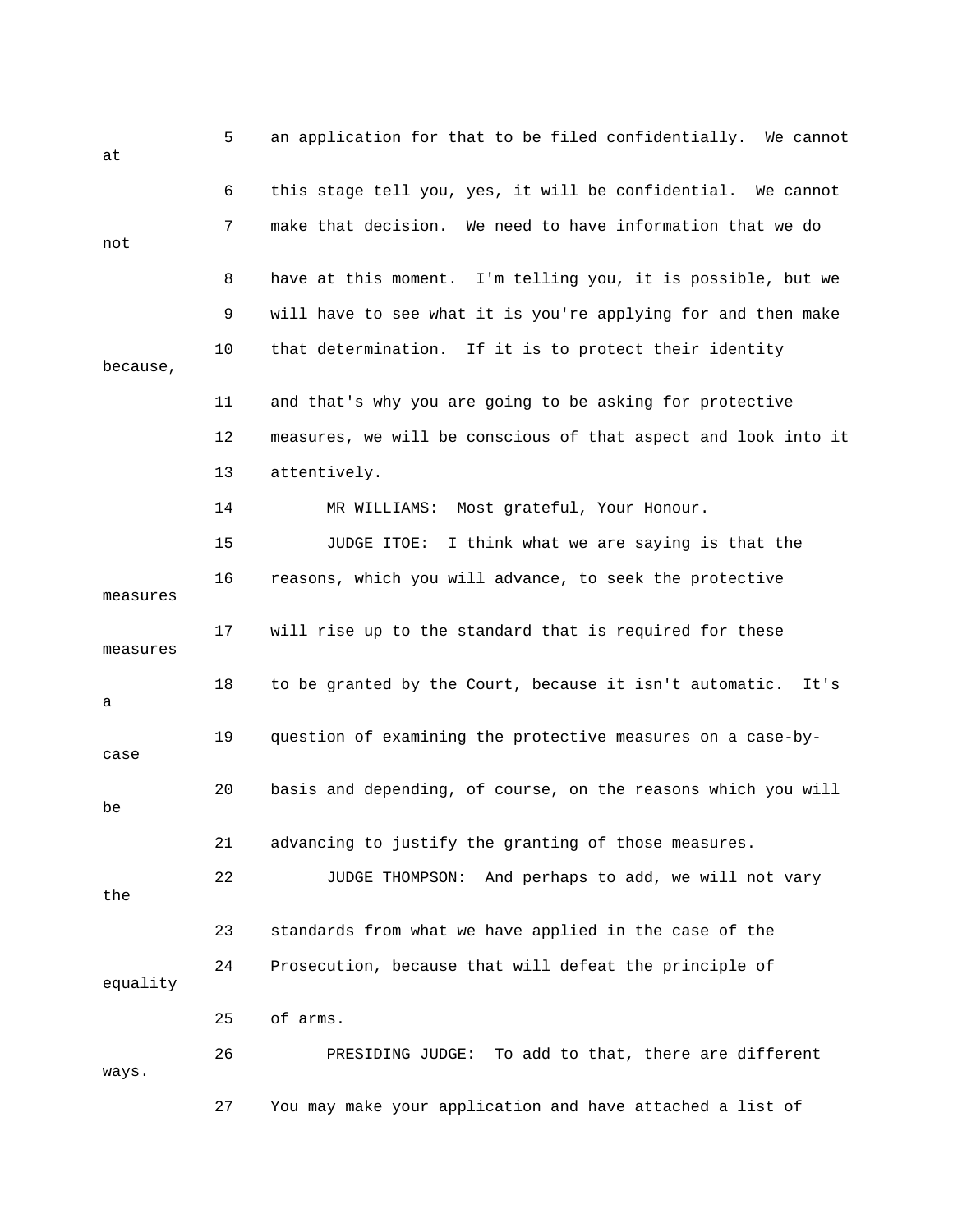5 an application for that to be filed confidentially. We cannot at

6 this stage tell you, yes, it will be confidential. We cannot

7 make that decision. We need to have information that we do not

8 have at this moment. I'm telling you, it is possible, but we

9 will have to see what it is you're applying for and then make

10 that determination. If it is to protect their identity because,

11 and that's why you are going to be asking for protective

12 measures, we will be conscious of that aspect and look into it

13 attentively.

14 MR WILLIAMS: Most grateful, Your Honour.

15 JUDGE ITOE: I think what we are saying is that the

16 reasons, which you will advance, to seek the protective measures

17 will rise up to the standard that is required for these measures

18 to be granted by the Court, because it isn't automatic. It's a

19 question of examining the protective measures on a case-by-case

20 basis and depending, of course, on the reasons which you will be

21 advancing to justify the granting of those measures.

22 JUDGE THOMPSON: And perhaps to add, we will not vary the

23 standards from what we have applied in the case of the

24 Prosecution, because that will defeat the principle of equality

25 of arms.

26 PRESIDING JUDGE: To add to that, there are different ways.

27 You may make your application and have attached a list of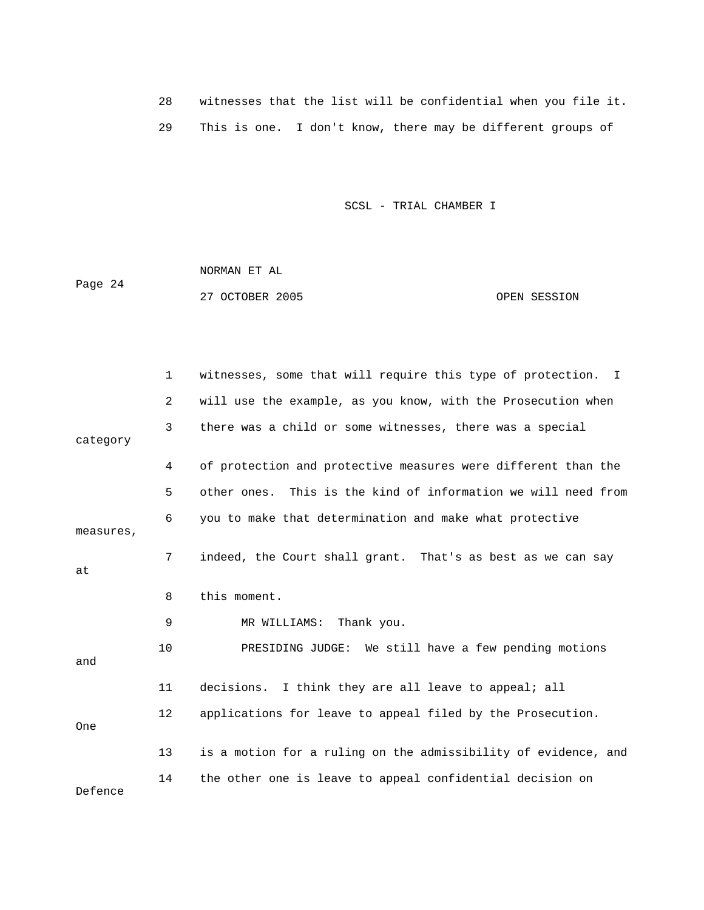28 witnesses that the list will be confidential when you file it.

29 This is one. I don't know, there may be different groups of

1 witnesses, some that will require this type of protection. I

2 will use the example, as you know, with the Prosecution when

3 there was a child or some witnesses, there was a special category

4 of protection and protective measures were different than the

5 other ones. This is the kind of information we will need from

6 you to make that determination and make what protective measures,

7 indeed, the Court shall grant. That's as best as we can say at

8 this moment.

9 MR WILLIAMS: Thank you.

10 PRESIDING JUDGE: We still have a few pending motions and

11 decisions. I think they are all leave to appeal; all

12 applications for leave to appeal filed by the Prosecution. One

13 is a motion for a ruling on the admissibility of evidence, and

14 the other one is leave to appeal confidential decision on Defence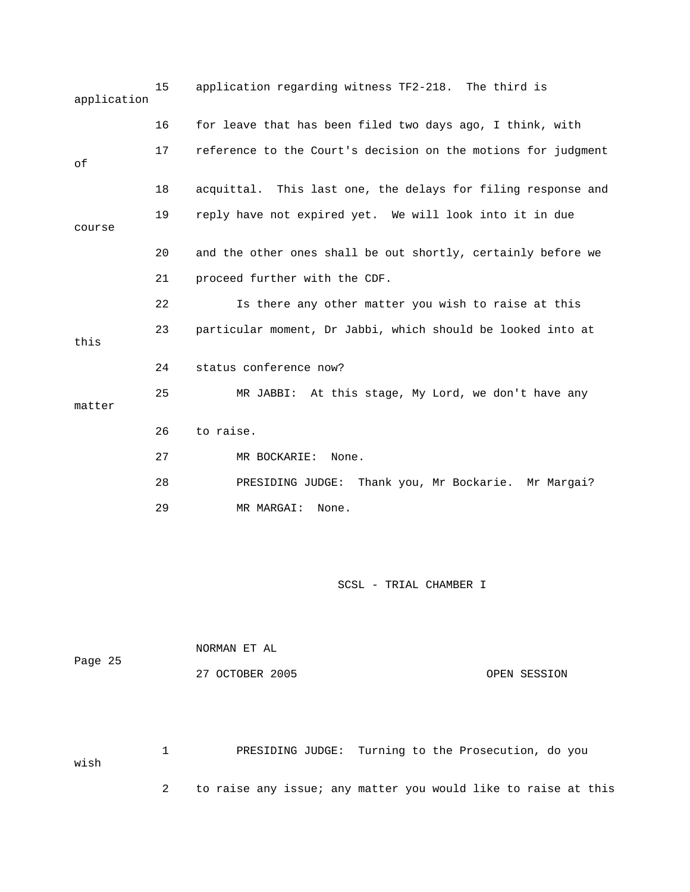15 application regarding witness TF2-218. The third is application

16 for leave that has been filed two days ago, I think, with

17 reference to the Court's decision on the motions for judgment of

18 acquittal. This last one, the delays for filing response and

19 reply have not expired yet. We will look into it in due course

20 and the other ones shall be out shortly, certainly before we

21 proceed further with the CDF.

22 Is there any other matter you wish to raise at this

23 particular moment, Dr Jabbi, which should be looked into at this

24 status conference now?

25 MR JABBI: At this stage, My Lord, we don't have any matter

26 to raise.

27 MR BOCKARIE: None.

28 PRESIDING JUDGE: Thank you, Mr Bockarie. Mr Margai?

29 MR MARGAI: None.

1 PRESIDING JUDGE: Turning to the Prosecution, do you wish

2 to raise any issue; any matter you would like to raise at this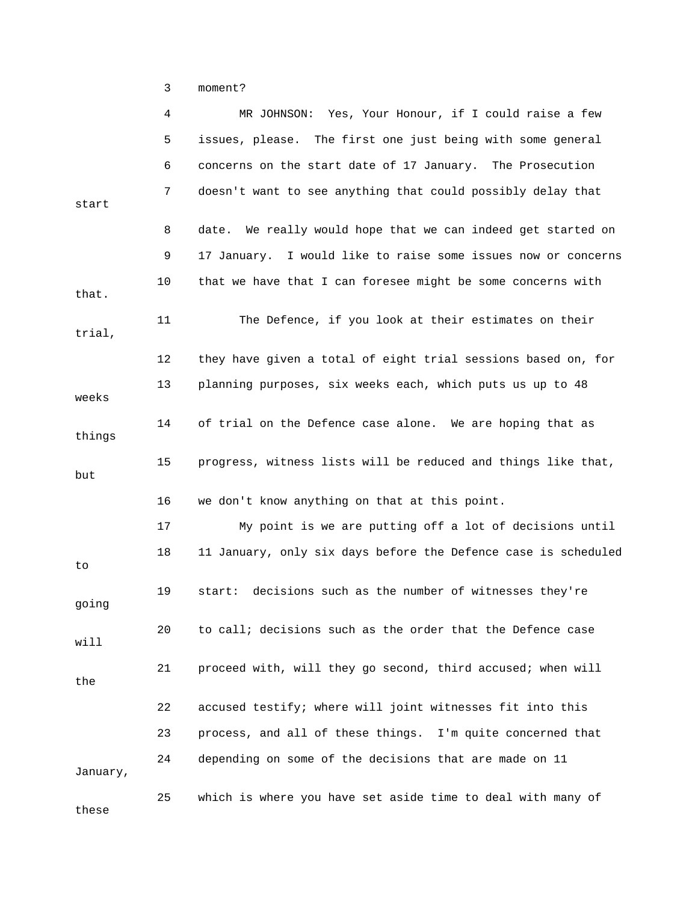3 moment?

4 MR JOHNSON: Yes, Your Honour, if I could raise a few

5 issues, please. The first one just being with some general

6 concerns on the start date of 17 January. The Prosecution

7 doesn't want to see anything that could possibly delay that start

8 date. We really would hope that we can indeed get started on

9 17 January. I would like to raise some issues now or concerns

10 that we have that I can foresee might be some concerns with that.

11 The Defence, if you look at their estimates on their trial,

12 they have given a total of eight trial sessions based on, for

13 planning purposes, six weeks each, which puts us up to 48 weeks

14 of trial on the Defence case alone. We are hoping that as things

15 progress, witness lists will be reduced and things like that, but

16 we don't know anything on that at this point.

17 My point is we are putting off a lot of decisions until

18 11 January, only six days before the Defence case is scheduled to

19 start: decisions such as the number of witnesses they're going

20 to call; decisions such as the order that the Defence case will

21 proceed with, will they go second, third accused; when will the

22 accused testify; where will joint witnesses fit into this

23 process, and all of these things. I'm quite concerned that

24 depending on some of the decisions that are made on 11 January,

25 which is where you have set aside time to deal with many of these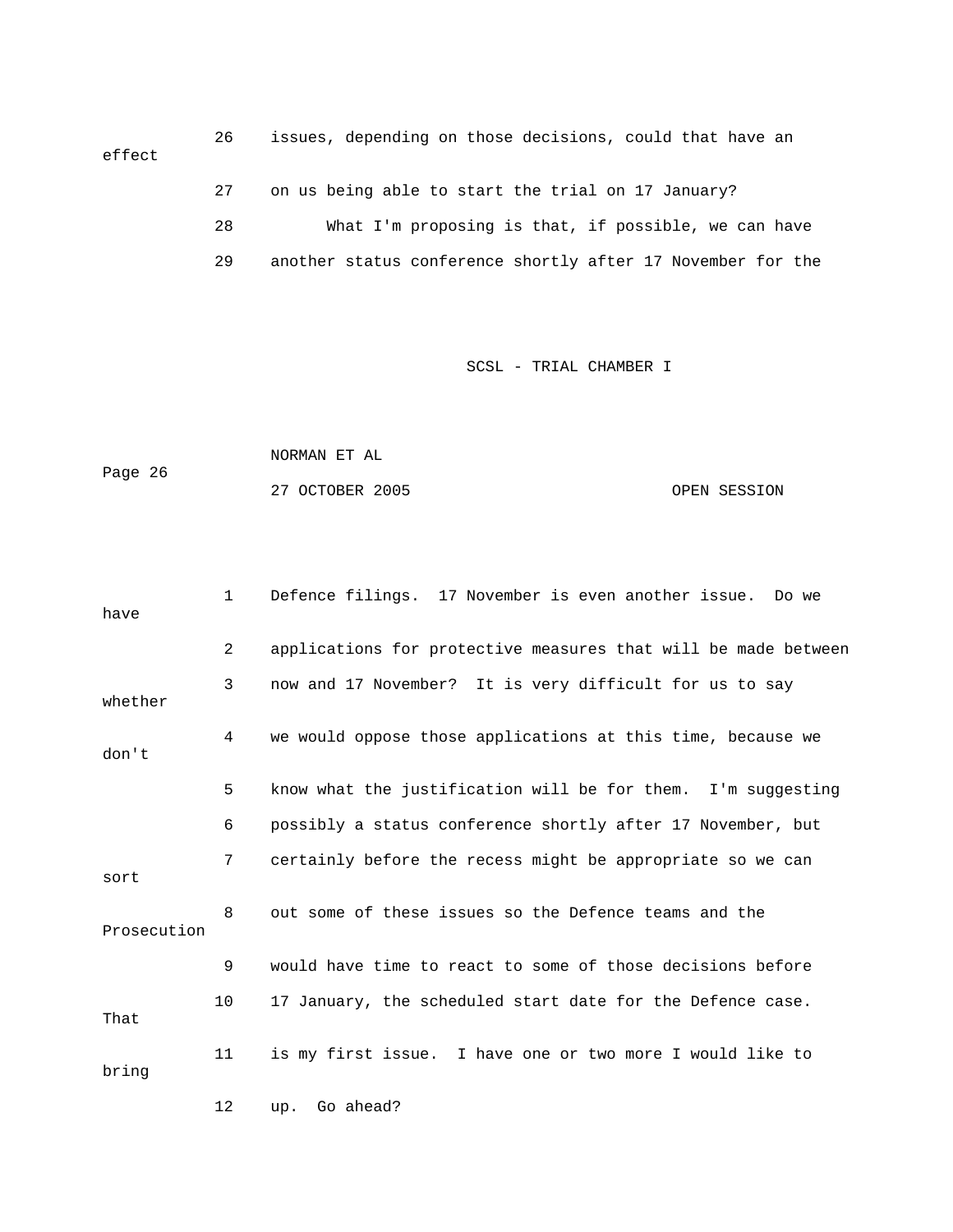26 issues, depending on those decisions, could that have an effect

27 on us being able to start the trial on 17 January?

28 What I'm proposing is that, if possible, we can have

29 another status conference shortly after 17 November for the

1 Defence filings. 17 November is even another issue. Do we have

2 applications for protective measures that will be made between

3 now and 17 November? It is very difficult for us to say whether

4 we would oppose those applications at this time, because we don't

5 know what the justification will be for them. I'm suggesting

6 possibly a status conference shortly after 17 November, but

7 certainly before the recess might be appropriate so we can sort

8 out some of these issues so the Defence teams and the Prosecution

9 would have time to react to some of those decisions before

10 17 January, the scheduled start date for the Defence case. That

11 is my first issue. I have one or two more I would like to bring

12 up. Go ahead?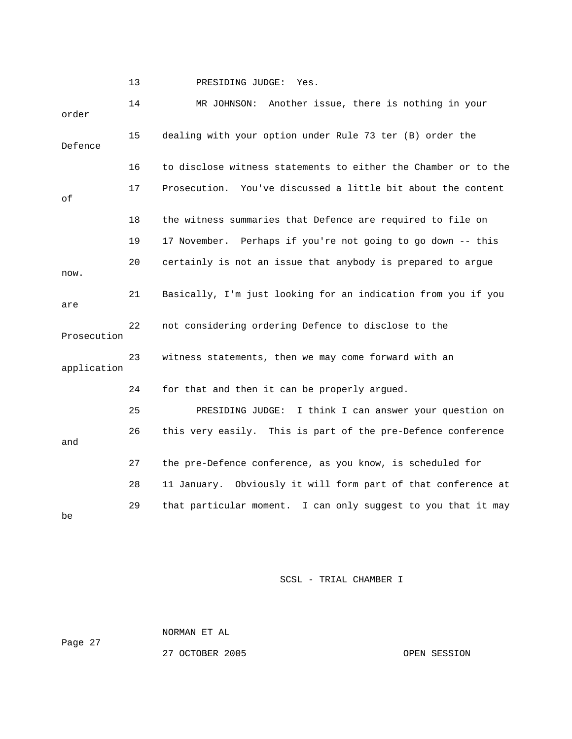13 PRESIDING JUDGE: Yes.

14 MR JOHNSON: Another issue, there is nothing in your order

15 dealing with your option under Rule 73 ter (B) order the Defence

16 to disclose witness statements to either the Chamber or to the

17 Prosecution. You've discussed a little bit about the content of

18 the witness summaries that Defence are required to file on

19 17 November. Perhaps if you're not going to go down -- this

20 certainly is not an issue that anybody is prepared to argue now.

21 Basically, I'm just looking for an indication from you if you are

22 not considering ordering Defence to disclose to the Prosecution

23 witness statements, then we may come forward with an application

24 for that and then it can be properly argued.

25 PRESIDING JUDGE: I think I can answer your question on

26 this very easily. This is part of the pre-Defence conference and

27 the pre-Defence conference, as you know, is scheduled for

28 11 January. Obviously it will form part of that conference at

29 that particular moment. I can only suggest to you that it may be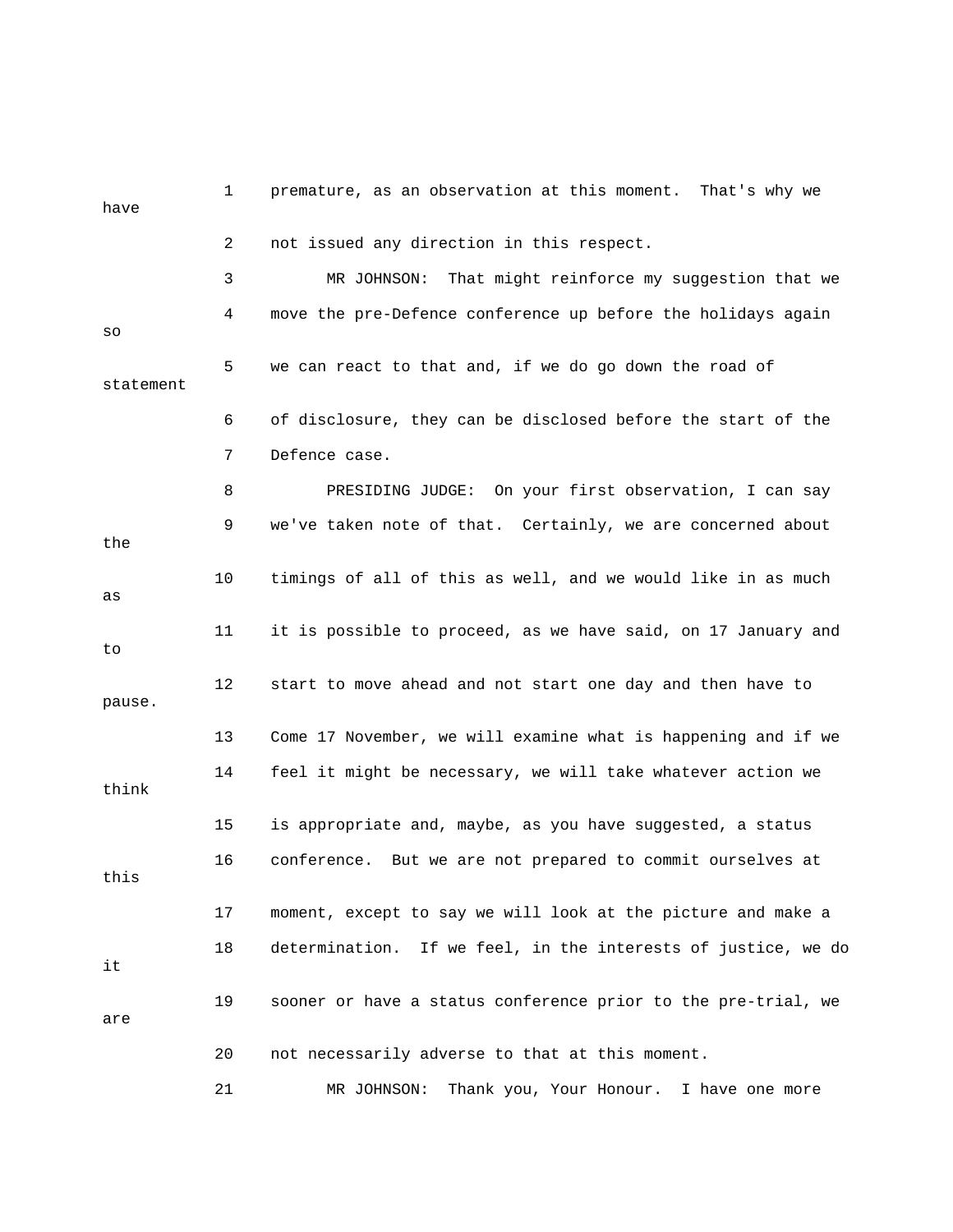1 premature, as an observation at this moment. That's why we have

2 not issued any direction in this respect.

3 MR JOHNSON: That might reinforce my suggestion that we

4 move the pre-Defence conference up before the holidays again so

5 we can react to that and, if we do go down the road of statement

6 of disclosure, they can be disclosed before the start of the

7 Defence case.

8 PRESIDING JUDGE: On your first observation, I can say

9 we've taken note of that. Certainly, we are concerned about the

10 timings of all of this as well, and we would like in as much as

11 it is possible to proceed, as we have said, on 17 January and to

12 start to move ahead and not start one day and then have to pause.

13 Come 17 November, we will examine what is happening and if we

14 feel it might be necessary, we will take whatever action we think

15 is appropriate and, maybe, as you have suggested, a status

16 conference. But we are not prepared to commit ourselves at this

17 moment, except to say we will look at the picture and make a

18 determination. If we feel, in the interests of justice, we do it

19 sooner or have a status conference prior to the pre-trial, we are

20 not necessarily adverse to that at this moment.

21 MR JOHNSON: Thank you, Your Honour. I have one more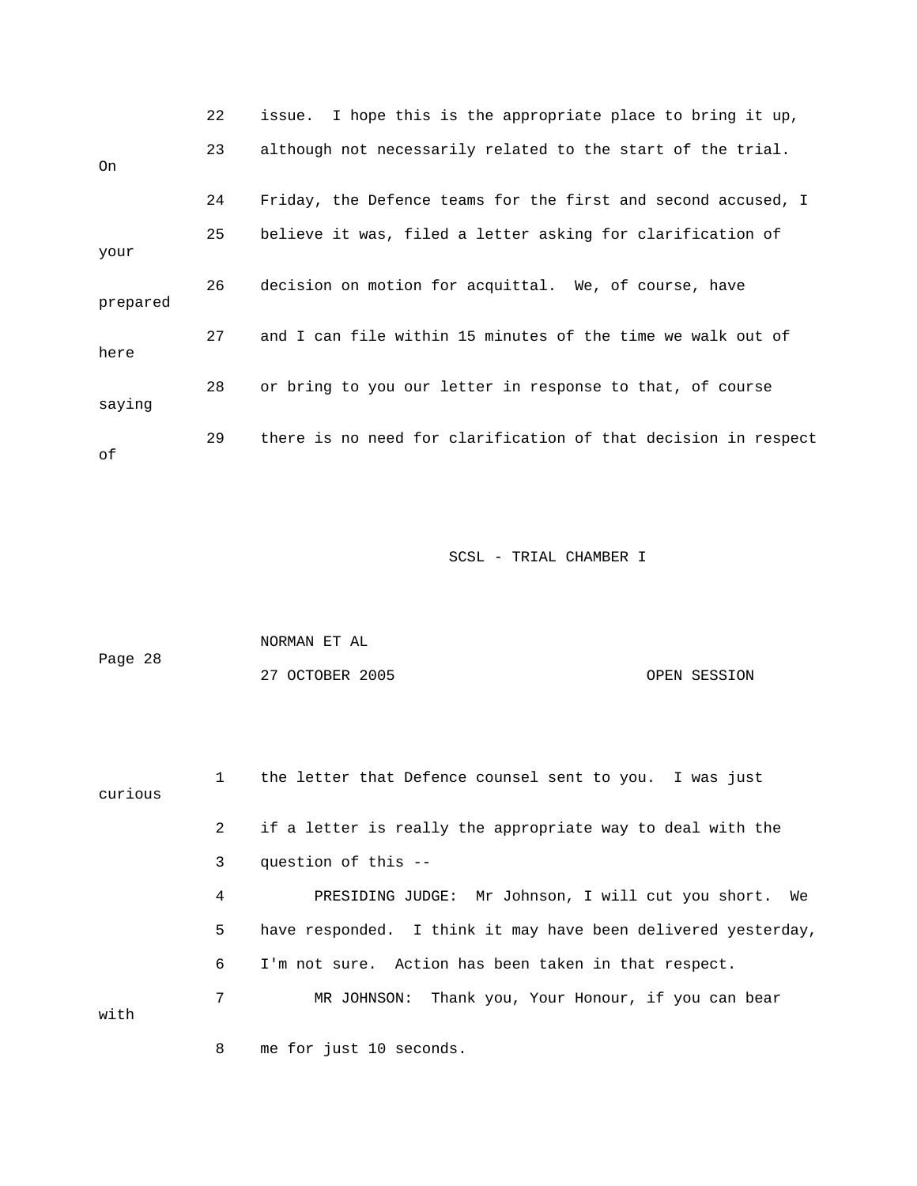22 issue. I hope this is the appropriate place to bring it up,

23 although not necessarily related to the start of the trial. On

24 Friday, the Defence teams for the first and second accused, I

25 believe it was, filed a letter asking for clarification of your

26 decision on motion for acquittal. We, of course, have prepared

27 and I can file within 15 minutes of the time we walk out of here

28 or bring to you our letter in response to that, of course saying

29 there is no need for clarification of that decision in respect of

NORMAN ET AL

27 OCTOBER 2005 OPEN SESSION

1 the letter that Defence counsel sent to you. I was just curious

2 if a letter is really the appropriate way to deal with the

3 question of this --

4 PRESIDING JUDGE: Mr Johnson, I will cut you short. We

5 have responded. I think it may have been delivered yesterday,

6 I'm not sure. Action has been taken in that respect.

7 MR JOHNSON: Thank you, Your Honour, if you can bear with

8 me for just 10 seconds.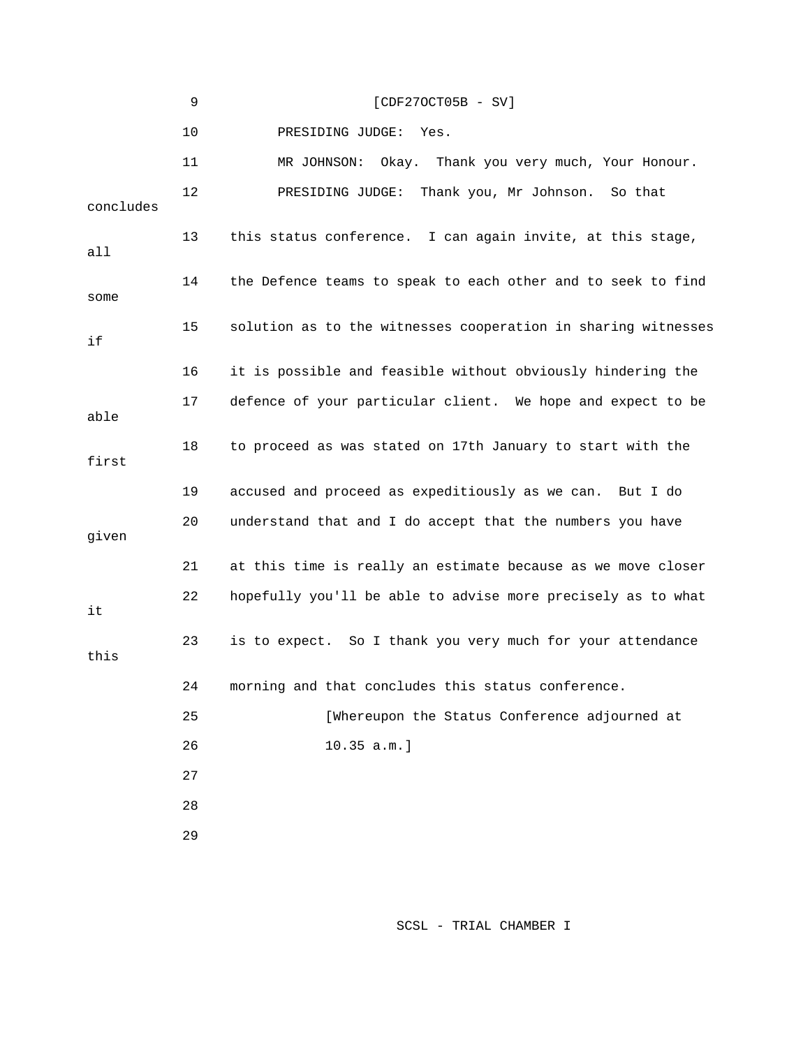9 [CDF27OCT05B - SV]

10 PRESIDING JUDGE: Yes.

11 MR JOHNSON: Okay. Thank you very much, Your Honour.

12 PRESIDING JUDGE: Thank you, Mr Johnson. So that concludes

13 this status conference. I can again invite, at this stage, all

14 the Defence teams to speak to each other and to seek to find some

15 solution as to the witnesses cooperation in sharing witnesses if

16 it is possible and feasible without obviously hindering the

17 defence of your particular client. We hope and expect to be able

18 to proceed as was stated on 17th January to start with the first

19 accused and proceed as expeditiously as we can. But I do

20 understand that and I do accept that the numbers you have given

21 at this time is really an estimate because as we move closer

22 hopefully you'll be able to advise more precisely as to what it

23 is to expect. So I thank you very much for your attendance this

24 morning and that concludes this status conference.

25 [Whereupon the Status Conference adjourned at

26 10.35 a.m.]

27

28

29